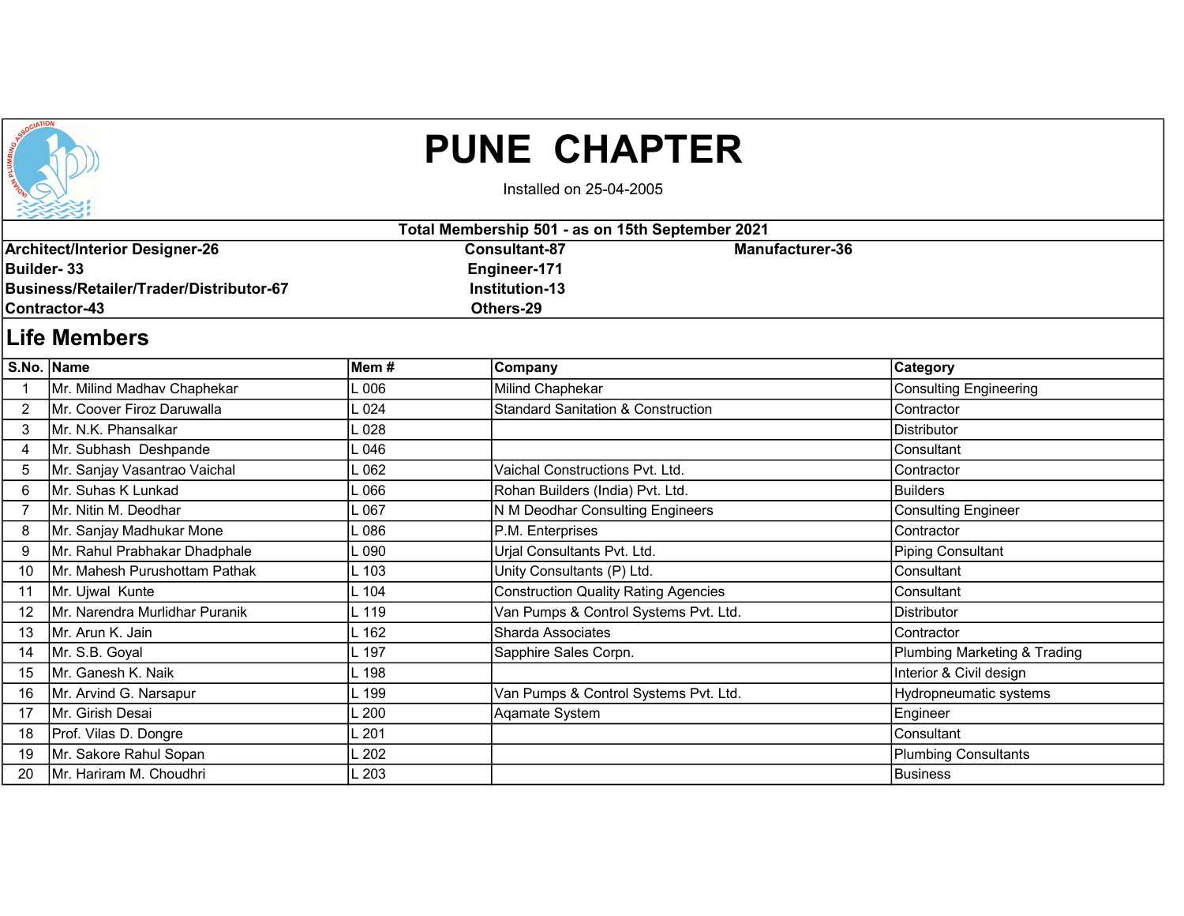# PUNE CHAPTER

Installed on 25-04-2005

**Total Membership 501 - as on 15th September 2021**

**Architect/Interior Designer-26**
**Builder- 33**
**Business/Retailer/Trader/Distributor-67**
**Contractor-43**
**Consultant-87**
**Engineer-171**
**Institution-13**
**Others-29**
**Manufacturer-36**

## Life Members

| S.No. | Name | Mem # | Company | Category |
|---|---|---|---|---|
| 1 | Mr. Milind Madhav Chaphekar | L 006 | Milind Chaphekar | Consulting Engineering |
| 2 | Mr. Coover Firoz Daruwalla | L 024 | Standard Sanitation & Construction | Contractor |
| 3 | Mr. N.K. Phansalkar | L 028 | | Distributor |
| 4 | Mr. Subhash Deshpande | L 046 | | Consultant |
| 5 | Mr. Sanjay Vasantrao Vaichal | L 062 | Vaichal Constructions Pvt. Ltd. | Contractor |
| 6 | Mr. Suhas K Lunkad | L 066 | Rohan Builders (India) Pvt. Ltd. | Builders |
| 7 | Mr. Nitin M. Deodhar | L 067 | N M Deodhar Consulting Engineers | Consulting Engineer |
| 8 | Mr. Sanjay Madhukar Mone | L 086 | P.M. Enterprises | Contractor |
| 9 | Mr. Rahul Prabhakar Dhadphale | L 090 | Urjal Consultants Pvt. Ltd. | Piping Consultant |
| 10 | Mr. Mahesh Purushottam Pathak | L 103 | Unity Consultants (P) Ltd. | Consultant |
| 11 | Mr. Ujwal Kunte | L 104 | Construction Quality Rating Agencies | Consultant |
| 12 | Mr. Narendra Murlidhar Puranik | L 119 | Van Pumps & Control Systems Pvt. Ltd. | Distributor |
| 13 | Mr. Arun K. Jain | L 162 | Sharda Associates | Contractor |
| 14 | Mr. S.B. Goyal | L 197 | Sapphire Sales Corpn. | Plumbing Marketing & Trading |
| 15 | Mr. Ganesh K. Naik | L 198 | | Interior & Civil design |
| 16 | Mr. Arvind G. Narsapur | L 199 | Van Pumps & Control Systems Pvt. Ltd. | Hydropneumatic systems |
| 17 | Mr. Girish Desai | L 200 | Aqamate System | Engineer |
| 18 | Prof. Vilas D. Dongre | L 201 | | Consultant |
| 19 | Mr. Sakore Rahul Sopan | L 202 | | Plumbing Consultants |
| 20 | Mr. Hariram M. Choudhri | L 203 | | Business |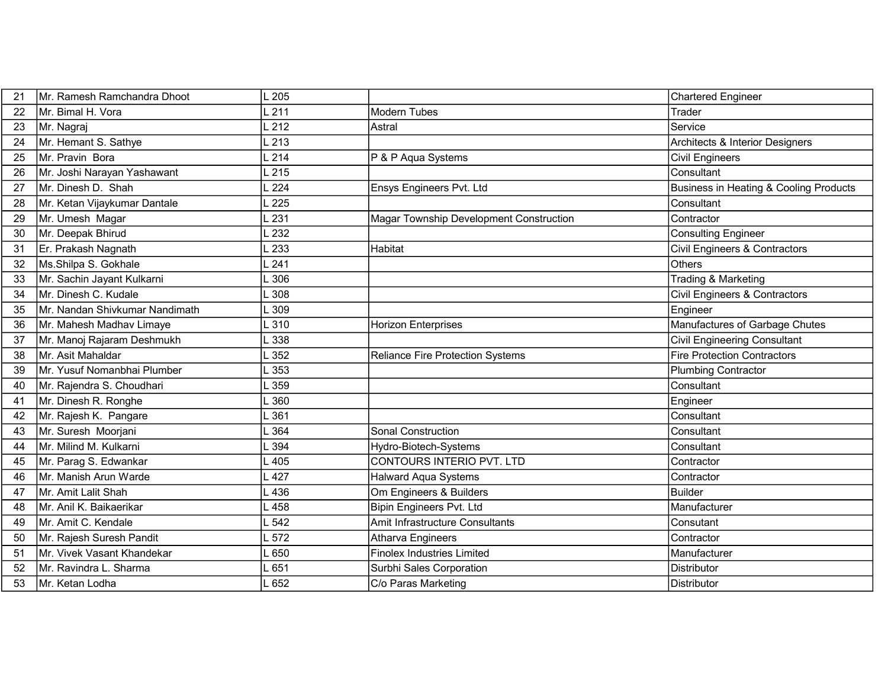| 21 | Mr. Ramesh Ramchandra Dhoot | L 205 | | Chartered Engineer |
|---|---|---|---|---|
| 22 | Mr. Bimal H. Vora | L 211 | Modern Tubes | Trader |
| 23 | Mr. Nagraj | L 212 | Astral | Service |
| 24 | Mr. Hemant S. Sathye | L 213 | | Architects & Interior Designers |
| 25 | Mr. Pravin Bora | L 214 | P & P Aqua Systems | Civil Engineers |
| 26 | Mr. Joshi Narayan Yashawant | L 215 | | Consultant |
| 27 | Mr. Dinesh D. Shah | L 224 | Ensys Engineers Pvt. Ltd | Business in Heating & Cooling Products |
| 28 | Mr. Ketan Vijaykumar Dantale | L 225 | | Consultant |
| 29 | Mr. Umesh Magar | L 231 | Magar Township Development Construction | Contractor |
| 30 | Mr. Deepak Bhirud | L 232 | | Consulting Engineer |
| 31 | Er. Prakash Nagnath | L 233 | Habitat | Civil Engineers & Contractors |
| 32 | Ms.Shilpa S. Gokhale | L 241 | | Others |
| 33 | Mr. Sachin Jayant Kulkarni | L 306 | | Trading & Marketing |
| 34 | Mr. Dinesh C. Kudale | L 308 | | Civil Engineers & Contractors |
| 35 | Mr. Nandan Shivkumar Nandimath | L 309 | | Engineer |
| 36 | Mr. Mahesh Madhav Limaye | L 310 | Horizon Enterprises | Manufactures of Garbage Chutes |
| 37 | Mr. Manoj Rajaram Deshmukh | L 338 | | Civil Engineering Consultant |
| 38 | Mr. Asit Mahaldar | L 352 | Reliance Fire Protection Systems | Fire Protection Contractors |
| 39 | Mr. Yusuf Nomanbhai Plumber | L 353 | | Plumbing Contractor |
| 40 | Mr. Rajendra S. Choudhari | L 359 | | Consultant |
| 41 | Mr. Dinesh R. Ronghe | L 360 | | Engineer |
| 42 | Mr. Rajesh K. Pangare | L 361 | | Consultant |
| 43 | Mr. Suresh Moorjani | L 364 | Sonal Construction | Consultant |
| 44 | Mr. Milind M. Kulkarni | L 394 | Hydro-Biotech-Systems | Consultant |
| 45 | Mr. Parag S. Edwankar | L 405 | CONTOURS INTERIO PVT. LTD | Contractor |
| 46 | Mr. Manish Arun Warde | L 427 | Halward Aqua Systems | Contractor |
| 47 | Mr. Amit Lalit Shah | L 436 | Om Engineers & Builders | Builder |
| 48 | Mr. Anil K. Baikaerikar | L 458 | Bipin Engineers Pvt. Ltd | Manufacturer |
| 49 | Mr. Amit C. Kendale | L 542 | Amit Infrastructure Consultants | Consutant |
| 50 | Mr. Rajesh Suresh Pandit | L 572 | Atharva Engineers | Contractor |
| 51 | Mr. Vivek Vasant Khandekar | L 650 | Finolex Industries Limited | Manufacturer |
| 52 | Mr. Ravindra L. Sharma | L 651 | Surbhi Sales Corporation | Distributor |
| 53 | Mr. Ketan Lodha | L 652 | C/o Paras Marketing | Distributor |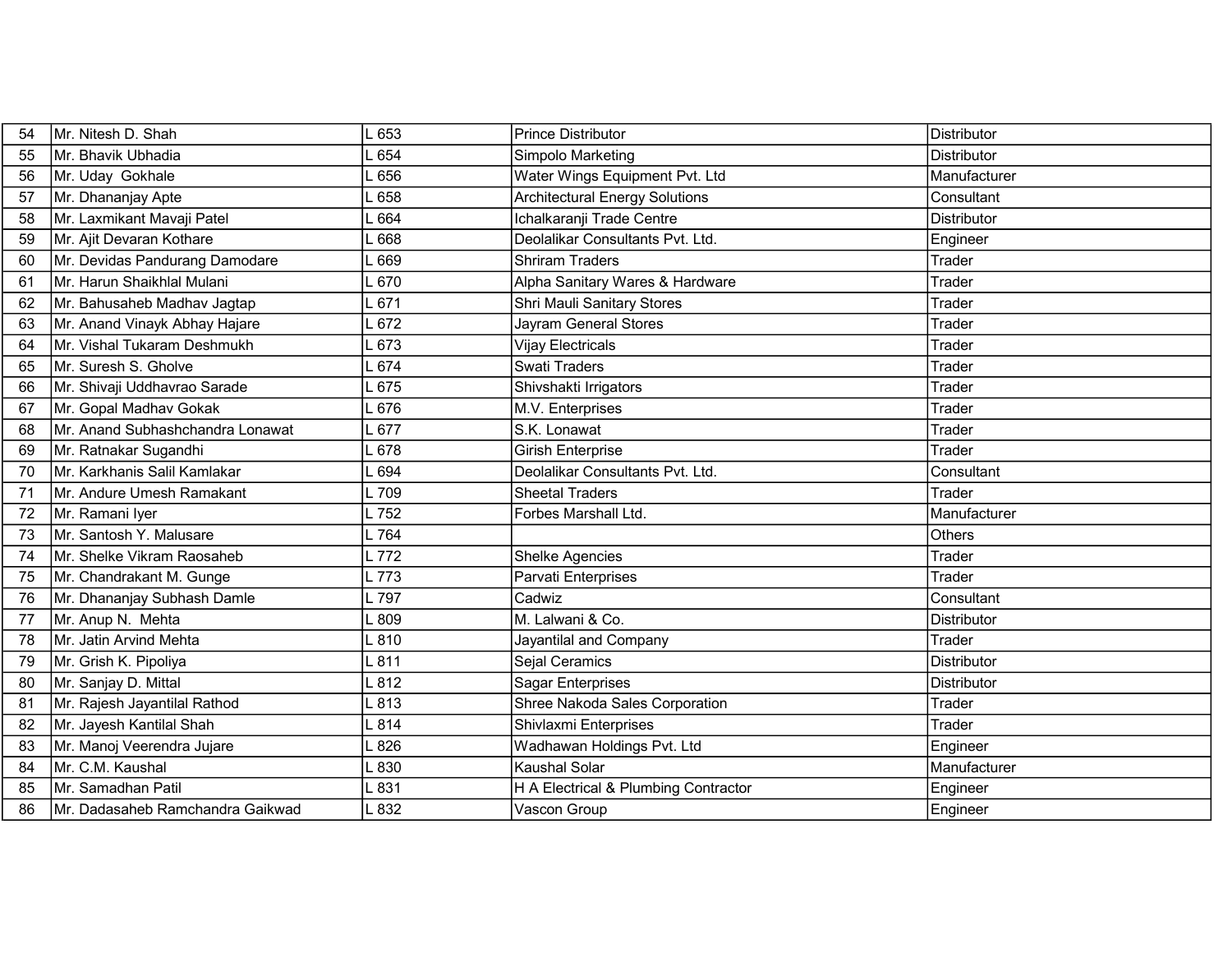| 54 | Mr. Nitesh D. Shah | L 653 | Prince Distributor | Distributor |
|---|---|---|---|---|
| 55 | Mr. Bhavik Ubhadia | L 654 | Simpolo Marketing | Distributor |
| 56 | Mr. Uday Gokhale | L 656 | Water Wings Equipment Pvt. Ltd | Manufacturer |
| 57 | Mr. Dhananjay Apte | L 658 | Architectural Energy Solutions | Consultant |
| 58 | Mr. Laxmikant Mavaji Patel | L 664 | Ichalkaranji Trade Centre | Distributor |
| 59 | Mr. Ajit Devaran Kothare | L 668 | Deolalikar Consultants Pvt. Ltd. | Engineer |
| 60 | Mr. Devidas Pandurang Damodare | L 669 | Shriram Traders | Trader |
| 61 | Mr. Harun Shaikhlal Mulani | L 670 | Alpha Sanitary Wares & Hardware | Trader |
| 62 | Mr. Bahusaheb Madhav Jagtap | L 671 | Shri Mauli Sanitary Stores | Trader |
| 63 | Mr. Anand Vinayk Abhay Hajare | L 672 | Jayram General Stores | Trader |
| 64 | Mr. Vishal Tukaram Deshmukh | L 673 | Vijay Electricals | Trader |
| 65 | Mr. Suresh S. Gholve | L 674 | Swati Traders | Trader |
| 66 | Mr. Shivaji Uddhavrao Sarade | L 675 | Shivshakti Irrigators | Trader |
| 67 | Mr. Gopal Madhav Gokak | L 676 | M.V. Enterprises | Trader |
| 68 | Mr. Anand Subhashchandra Lonawat | L 677 | S.K. Lonawat | Trader |
| 69 | Mr. Ratnakar Sugandhi | L 678 | Girish Enterprise | Trader |
| 70 | Mr. Karkhanis Salil Kamlakar | L 694 | Deolalikar Consultants Pvt. Ltd. | Consultant |
| 71 | Mr. Andure Umesh Ramakant | L 709 | Sheetal Traders | Trader |
| 72 | Mr. Ramani Iyer | L 752 | Forbes Marshall Ltd. | Manufacturer |
| 73 | Mr. Santosh Y. Malusare | L 764 | | Others |
| 74 | Mr. Shelke Vikram Raosaheb | L 772 | Shelke Agencies | Trader |
| 75 | Mr. Chandrakant M. Gunge | L 773 | Parvati Enterprises | Trader |
| 76 | Mr. Dhananjay Subhash Damle | L 797 | Cadwiz | Consultant |
| 77 | Mr. Anup N. Mehta | L 809 | M. Lalwani & Co. | Distributor |
| 78 | Mr. Jatin Arvind Mehta | L 810 | Jayantilal and Company | Trader |
| 79 | Mr. Grish K. Pipoliya | L 811 | Sejal Ceramics | Distributor |
| 80 | Mr. Sanjay D. Mittal | L 812 | Sagar Enterprises | Distributor |
| 81 | Mr. Rajesh Jayantilal Rathod | L 813 | Shree Nakoda Sales Corporation | Trader |
| 82 | Mr. Jayesh Kantilal Shah | L 814 | Shivlaxmi Enterprises | Trader |
| 83 | Mr. Manoj Veerendra Jujare | L 826 | Wadhawan Holdings Pvt. Ltd | Engineer |
| 84 | Mr. C.M. Kaushal | L 830 | Kaushal Solar | Manufacturer |
| 85 | Mr. Samadhan Patil | L 831 | H A Electrical & Plumbing Contractor | Engineer |
| 86 | Mr. Dadasaheb Ramchandra Gaikwad | L 832 | Vascon Group | Engineer |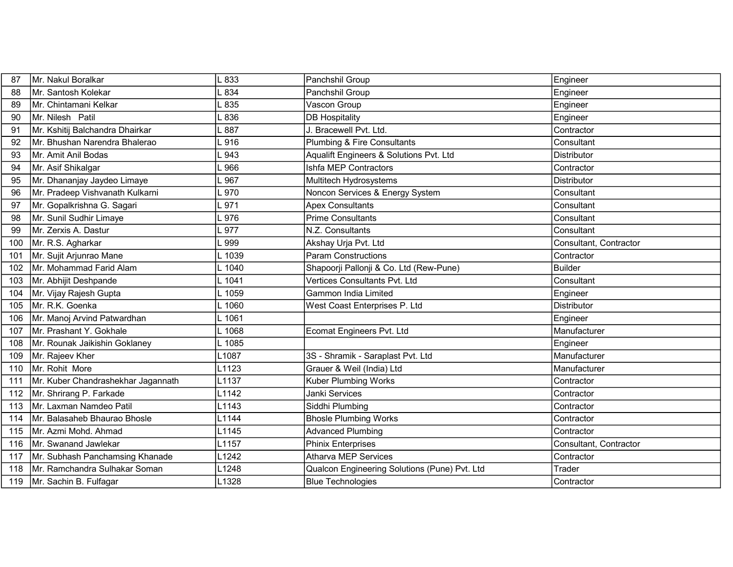| | | | | |
|---|---|---|---|---|
| 87 | Mr. Nakul Boralkar | L 833 | Panchshil Group | Engineer |
| 88 | Mr. Santosh Kolekar | L 834 | Panchshil Group | Engineer |
| 89 | Mr. Chintamani Kelkar | L 835 | Vascon Group | Engineer |
| 90 | Mr. Nilesh Patil | L 836 | DB Hospitality | Engineer |
| 91 | Mr. Kshitij Balchandra Dhairkar | L 887 | J. Bracewell Pvt. Ltd. | Contractor |
| 92 | Mr. Bhushan Narendra Bhalerao | L 916 | Plumbing & Fire Consultants | Consultant |
| 93 | Mr. Amit Anil Bodas | L 943 | Aqualift Engineers & Solutions Pvt. Ltd | Distributor |
| 94 | Mr. Asif Shikalgar | L 966 | Ishfa MEP Contractors | Contractor |
| 95 | Mr. Dhananjay Jaydeo Limaye | L 967 | Multitech Hydrosystems | Distributor |
| 96 | Mr. Pradeep Vishvanath Kulkarni | L 970 | Noncon Services & Energy System | Consultant |
| 97 | Mr. Gopalkrishna G. Sagari | L 971 | Apex Consultants | Consultant |
| 98 | Mr. Sunil Sudhir Limaye | L 976 | Prime Consultants | Consultant |
| 99 | Mr. Zerxis A. Dastur | L 977 | N.Z. Consultants | Consultant |
| 100 | Mr. R.S. Agharkar | L 999 | Akshay Urja Pvt. Ltd | Consultant, Contractor |
| 101 | Mr. Sujit Arjunrao Mane | L 1039 | Param Constructions | Contractor |
| 102 | Mr. Mohammad Farid Alam | L 1040 | Shapoorji Pallonji & Co. Ltd (Rew-Pune) | Builder |
| 103 | Mr. Abhijit Deshpande | L 1041 | Vertices Consultants Pvt. Ltd | Consultant |
| 104 | Mr. Vijay Rajesh Gupta | L 1059 | Gammon India Limited | Engineer |
| 105 | Mr. R.K. Goenka | L 1060 | West Coast Enterprises P. Ltd | Distributor |
| 106 | Mr. Manoj Arvind Patwardhan | L 1061 | | Engineer |
| 107 | Mr. Prashant Y. Gokhale | L 1068 | Ecomat Engineers Pvt. Ltd | Manufacturer |
| 108 | Mr. Rounak Jaikishin Goklaney | L 1085 | | Engineer |
| 109 | Mr. Rajeev Kher | L1087 | 3S - Shramik - Saraplast Pvt. Ltd | Manufacturer |
| 110 | Mr. Rohit More | L1123 | Grauer & Weil (India) Ltd | Manufacturer |
| 111 | Mr. Kuber Chandrashekhar Jagannath | L1137 | Kuber Plumbing Works | Contractor |
| 112 | Mr. Shrirang P. Farkade | L1142 | Janki Services | Contractor |
| 113 | Mr. Laxman Namdeo Patil | L1143 | Siddhi Plumbing | Contractor |
| 114 | Mr. Balasaheb Bhaurao Bhosle | L1144 | Bhosle Plumbing Works | Contractor |
| 115 | Mr. Azmi Mohd. Ahmad | L1145 | Advanced Plumbing | Contractor |
| 116 | Mr. Swanand Jawlekar | L1157 | Phinix Enterprises | Consultant, Contractor |
| 117 | Mr. Subhash Panchamsing Khanade | L1242 | Atharva MEP Services | Contractor |
| 118 | Mr. Ramchandra Sulhakar Soman | L1248 | Qualcon Engineering Solutions (Pune) Pvt. Ltd | Trader |
| 119 | Mr. Sachin B. Fulfagar | L1328 | Blue Technologies | Contractor |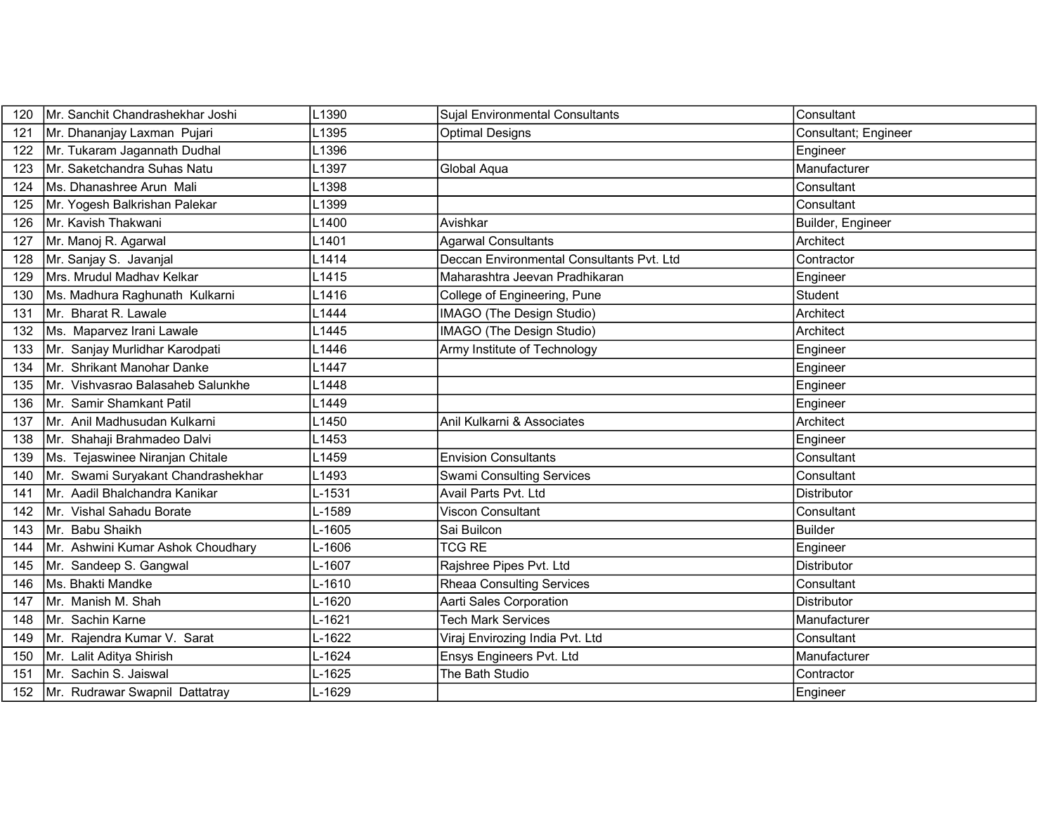| 120 | Mr. Sanchit Chandrashekhar Joshi | L1390 | Sujal Environmental Consultants | Consultant |
|---|---|---|---|---|
| 121 | Mr. Dhananjay Laxman Pujari | L1395 | Optimal Designs | Consultant; Engineer |
| 122 | Mr. Tukaram Jagannath Dudhal | L1396 | | Engineer |
| 123 | Mr. Saketchandra Suhas Natu | L1397 | Global Aqua | Manufacturer |
| 124 | Ms. Dhanashree Arun Mali | L1398 | | Consultant |
| 125 | Mr. Yogesh Balkrishan Palekar | L1399 | | Consultant |
| 126 | Mr. Kavish Thakwani | L1400 | Avishkar | Builder, Engineer |
| 127 | Mr. Manoj R. Agarwal | L1401 | Agarwal Consultants | Architect |
| 128 | Mr. Sanjay S. Javanjal | L1414 | Deccan Environmental Consultants Pvt. Ltd | Contractor |
| 129 | Mrs. Mrudul Madhav Kelkar | L1415 | Maharashtra Jeevan Pradhikaran | Engineer |
| 130 | Ms. Madhura Raghunath Kulkarni | L1416 | College of Engineering, Pune | Student |
| 131 | Mr. Bharat R. Lawale | L1444 | IMAGO (The Design Studio) | Architect |
| 132 | Ms. Maparvez Irani Lawale | L1445 | IMAGO (The Design Studio) | Architect |
| 133 | Mr. Sanjay Murlidhar Karodpati | L1446 | Army Institute of Technology | Engineer |
| 134 | Mr. Shrikant Manohar Danke | L1447 | | Engineer |
| 135 | Mr. Vishvasrao Balasaheb Salunkhe | L1448 | | Engineer |
| 136 | Mr. Samir Shamkant Patil | L1449 | | Engineer |
| 137 | Mr. Anil Madhusudan Kulkarni | L1450 | Anil Kulkarni & Associates | Architect |
| 138 | Mr. Shahaji Brahmadeo Dalvi | L1453 | | Engineer |
| 139 | Ms. Tejaswinee Niranjan Chitale | L1459 | Envision Consultants | Consultant |
| 140 | Mr. Swami Suryakant Chandrashekhar | L1493 | Swami Consulting Services | Consultant |
| 141 | Mr. Aadil Bhalchandra Kanikar | L-1531 | Avail Parts Pvt. Ltd | Distributor |
| 142 | Mr. Vishal Sahadu Borate | L-1589 | Viscon Consultant | Consultant |
| 143 | Mr. Babu Shaikh | L-1605 | Sai Builcon | Builder |
| 144 | Mr. Ashwini Kumar Ashok Choudhary | L-1606 | TCG RE | Engineer |
| 145 | Mr. Sandeep S. Gangwal | L-1607 | Rajshree Pipes Pvt. Ltd | Distributor |
| 146 | Ms. Bhakti Mandke | L-1610 | Rheaa Consulting Services | Consultant |
| 147 | Mr. Manish M. Shah | L-1620 | Aarti Sales Corporation | Distributor |
| 148 | Mr. Sachin Karne | L-1621 | Tech Mark Services | Manufacturer |
| 149 | Mr. Rajendra Kumar V. Sarat | L-1622 | Viraj Envirozing India Pvt. Ltd | Consultant |
| 150 | Mr. Lalit Aditya Shirish | L-1624 | Ensys Engineers Pvt. Ltd | Manufacturer |
| 151 | Mr. Sachin S. Jaiswal | L-1625 | The Bath Studio | Contractor |
| 152 | Mr. Rudrawar Swapnil Dattatray | L-1629 | | Engineer |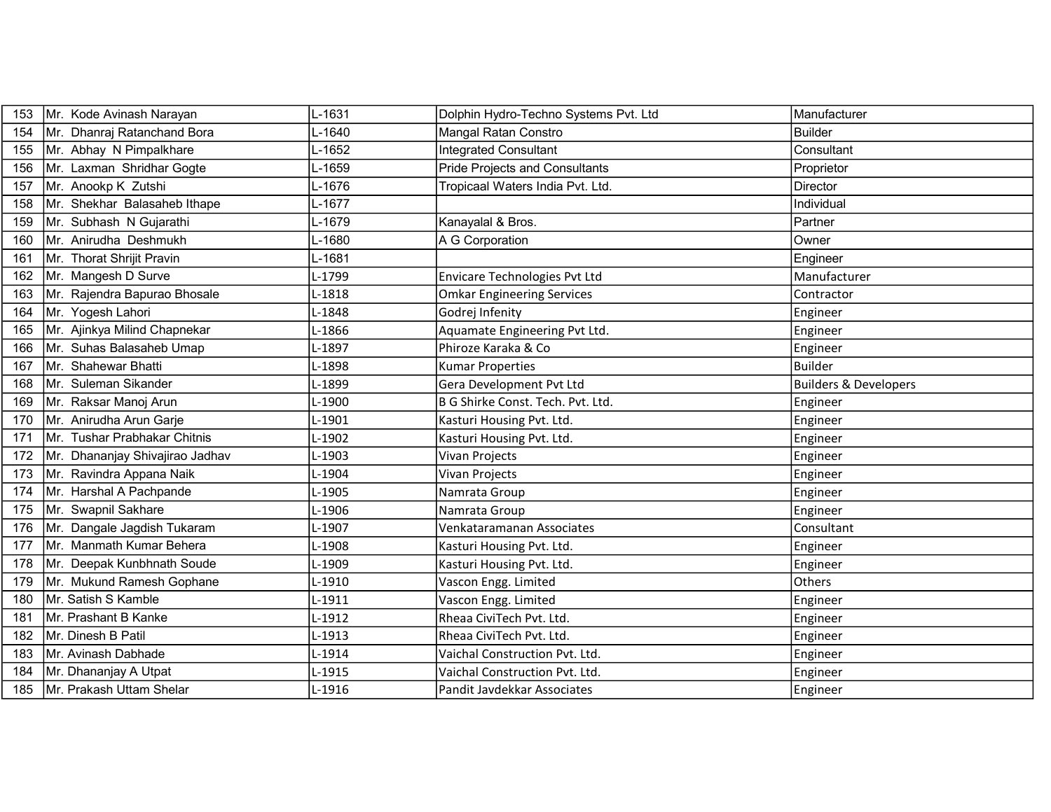| 153 | Mr. Kode Avinash Narayan | L-1631 | Dolphin Hydro-Techno Systems Pvt. Ltd | Manufacturer |
|---|---|---|---|---|
| 154 | Mr. Dhanraj Ratanchand Bora | L-1640 | Mangal Ratan Constro | Builder |
| 155 | Mr. Abhay N Pimpalkhare | L-1652 | Integrated Consultant | Consultant |
| 156 | Mr. Laxman Shridhar Gogte | L-1659 | Pride Projects and Consultants | Proprietor |
| 157 | Mr. Anookp K Zutshi | L-1676 | Tropicaal Waters India Pvt. Ltd. | Director |
| 158 | Mr. Shekhar Balasaheb Ithape | L-1677 | | Individual |
| 159 | Mr. Subhash N Gujarathi | L-1679 | Kanayalal & Bros. | Partner |
| 160 | Mr. Anirudha Deshmukh | L-1680 | A G Corporation | Owner |
| 161 | Mr. Thorat Shrijit Pravin | L-1681 | | Engineer |
| 162 | Mr. Mangesh D Surve | L-1799 | Envicare Technologies Pvt Ltd | Manufacturer |
| 163 | Mr. Rajendra Bapurao Bhosale | L-1818 | Omkar Engineering Services | Contractor |
| 164 | Mr. Yogesh Lahori | L-1848 | Godrej Infenity | Engineer |
| 165 | Mr. Ajinkya Milind Chapnekar | L-1866 | Aquamate Engineering Pvt Ltd. | Engineer |
| 166 | Mr. Suhas Balasaheb Umap | L-1897 | Phiroze Karaka & Co | Engineer |
| 167 | Mr. Shahewar Bhatti | L-1898 | Kumar Properties | Builder |
| 168 | Mr. Suleman Sikander | L-1899 | Gera Development Pvt Ltd | Builders & Developers |
| 169 | Mr. Raksar Manoj Arun | L-1900 | B G Shirke Const. Tech. Pvt. Ltd. | Engineer |
| 170 | Mr. Anirudha Arun Garje | L-1901 | Kasturi Housing Pvt. Ltd. | Engineer |
| 171 | Mr. Tushar Prabhakar Chitnis | L-1902 | Kasturi Housing Pvt. Ltd. | Engineer |
| 172 | Mr. Dhananjay Shivajirao Jadhav | L-1903 | Vivan Projects | Engineer |
| 173 | Mr. Ravindra Appana Naik | L-1904 | Vivan Projects | Engineer |
| 174 | Mr. Harshal A Pachpande | L-1905 | Namrata Group | Engineer |
| 175 | Mr. Swapnil Sakhare | L-1906 | Namrata Group | Engineer |
| 176 | Mr. Dangale Jagdish Tukaram | L-1907 | Venkataramanan Associates | Consultant |
| 177 | Mr. Manmath Kumar Behera | L-1908 | Kasturi Housing Pvt. Ltd. | Engineer |
| 178 | Mr. Deepak Kunbhnath Soude | L-1909 | Kasturi Housing Pvt. Ltd. | Engineer |
| 179 | Mr. Mukund Ramesh Gophane | L-1910 | Vascon Engg. Limited | Others |
| 180 | Mr. Satish S Kamble | L-1911 | Vascon Engg. Limited | Engineer |
| 181 | Mr. Prashant B Kanke | L-1912 | Rheaa CiviTech Pvt. Ltd. | Engineer |
| 182 | Mr. Dinesh B Patil | L-1913 | Rheaa CiviTech Pvt. Ltd. | Engineer |
| 183 | Mr. Avinash Dabhade | L-1914 | Vaichal Construction Pvt. Ltd. | Engineer |
| 184 | Mr. Dhananjay A Utpat | L-1915 | Vaichal Construction Pvt. Ltd. | Engineer |
| 185 | Mr. Prakash Uttam Shelar | L-1916 | Pandit Javdekkar Associates | Engineer |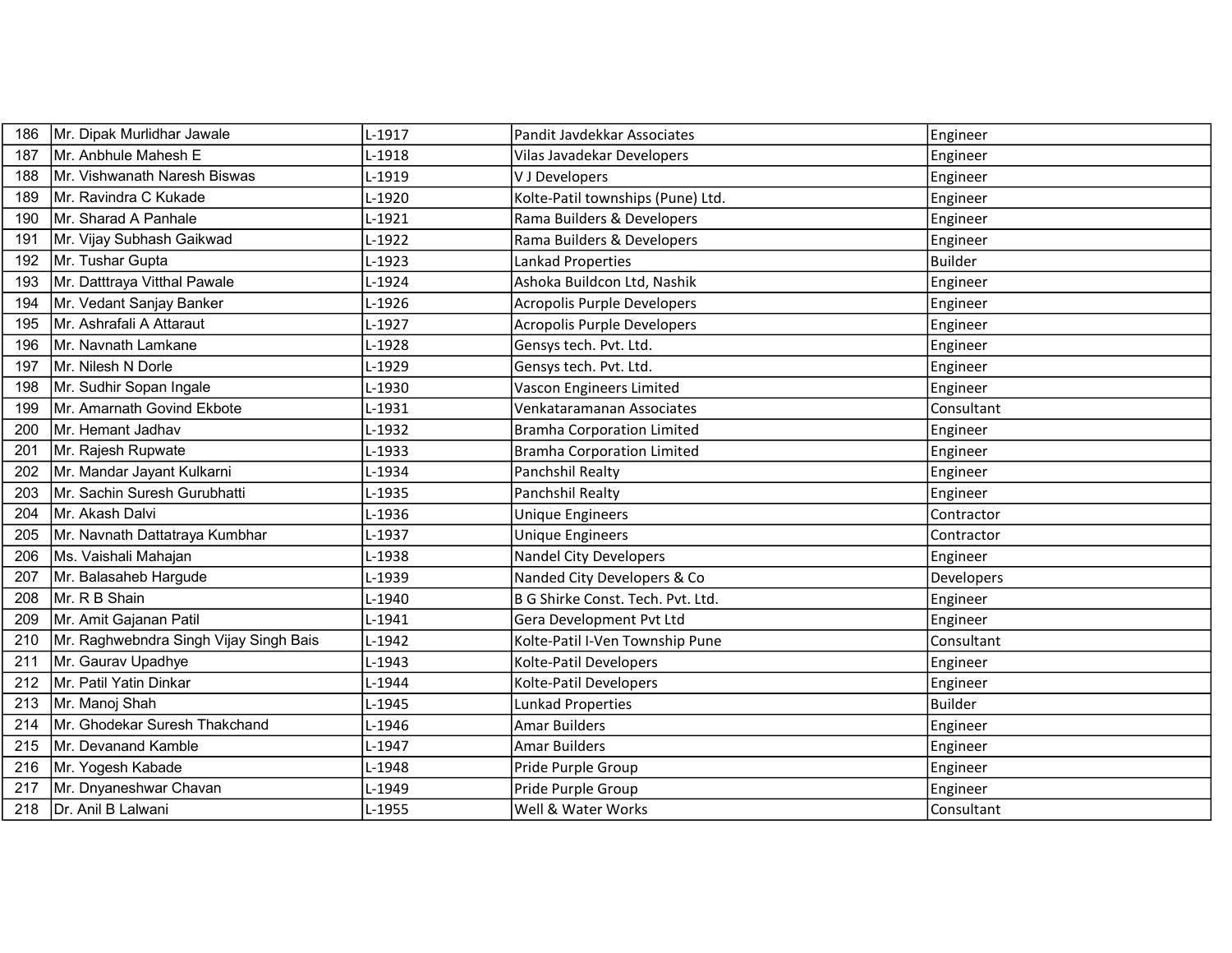| | | | | |
|---|---|---|---|---|
| 186 | Mr. Dipak Murlidhar Jawale | L-1917 | Pandit Javdekkar Associates | Engineer |
| 187 | Mr. Anbhule Mahesh E | L-1918 | Vilas Javadekar Developers | Engineer |
| 188 | Mr. Vishwanath Naresh Biswas | L-1919 | V J Developers | Engineer |
| 189 | Mr. Ravindra C Kukade | L-1920 | Kolte-Patil townships (Pune) Ltd. | Engineer |
| 190 | Mr. Sharad A Panhale | L-1921 | Rama Builders & Developers | Engineer |
| 191 | Mr. Vijay Subhash Gaikwad | L-1922 | Rama Builders & Developers | Engineer |
| 192 | Mr. Tushar Gupta | L-1923 | Lankad Properties | Builder |
| 193 | Mr. Datttraya Vitthal Pawale | L-1924 | Ashoka Buildcon Ltd, Nashik | Engineer |
| 194 | Mr. Vedant Sanjay Banker | L-1926 | Acropolis Purple Developers | Engineer |
| 195 | Mr. Ashrafali A Attaraut | L-1927 | Acropolis Purple Developers | Engineer |
| 196 | Mr. Navnath Lamkane | L-1928 | Gensys tech. Pvt. Ltd. | Engineer |
| 197 | Mr. Nilesh N Dorle | L-1929 | Gensys tech. Pvt. Ltd. | Engineer |
| 198 | Mr. Sudhir Sopan Ingale | L-1930 | Vascon Engineers Limited | Engineer |
| 199 | Mr. Amarnath Govind Ekbote | L-1931 | Venkataramanan Associates | Consultant |
| 200 | Mr. Hemant Jadhav | L-1932 | Bramha Corporation Limited | Engineer |
| 201 | Mr. Rajesh Rupwate | L-1933 | Bramha Corporation Limited | Engineer |
| 202 | Mr. Mandar Jayant Kulkarni | L-1934 | Panchshil Realty | Engineer |
| 203 | Mr. Sachin Suresh Gurubhatti | L-1935 | Panchshil Realty | Engineer |
| 204 | Mr. Akash Dalvi | L-1936 | Unique Engineers | Contractor |
| 205 | Mr. Navnath Dattatraya Kumbhar | L-1937 | Unique Engineers | Contractor |
| 206 | Ms. Vaishali Mahajan | L-1938 | Nandel City Developers | Engineer |
| 207 | Mr. Balasaheb Hargude | L-1939 | Nanded City Developers & Co | Developers |
| 208 | Mr. R B Shain | L-1940 | B G Shirke Const. Tech. Pvt. Ltd. | Engineer |
| 209 | Mr. Amit Gajanan Patil | L-1941 | Gera Development Pvt Ltd | Engineer |
| 210 | Mr. Raghwebndra Singh Vijay Singh Bais | L-1942 | Kolte-Patil I-Ven Township Pune | Consultant |
| 211 | Mr. Gaurav Upadhye | L-1943 | Kolte-Patil Developers | Engineer |
| 212 | Mr. Patil Yatin Dinkar | L-1944 | Kolte-Patil Developers | Engineer |
| 213 | Mr. Manoj Shah | L-1945 | Lunkad Properties | Builder |
| 214 | Mr. Ghodekar Suresh Thakchand | L-1946 | Amar Builders | Engineer |
| 215 | Mr. Devanand Kamble | L-1947 | Amar Builders | Engineer |
| 216 | Mr. Yogesh Kabade | L-1948 | Pride Purple Group | Engineer |
| 217 | Mr. Dnyaneshwar Chavan | L-1949 | Pride Purple Group | Engineer |
| 218 | Dr. Anil B Lalwani | L-1955 | Well & Water Works | Consultant |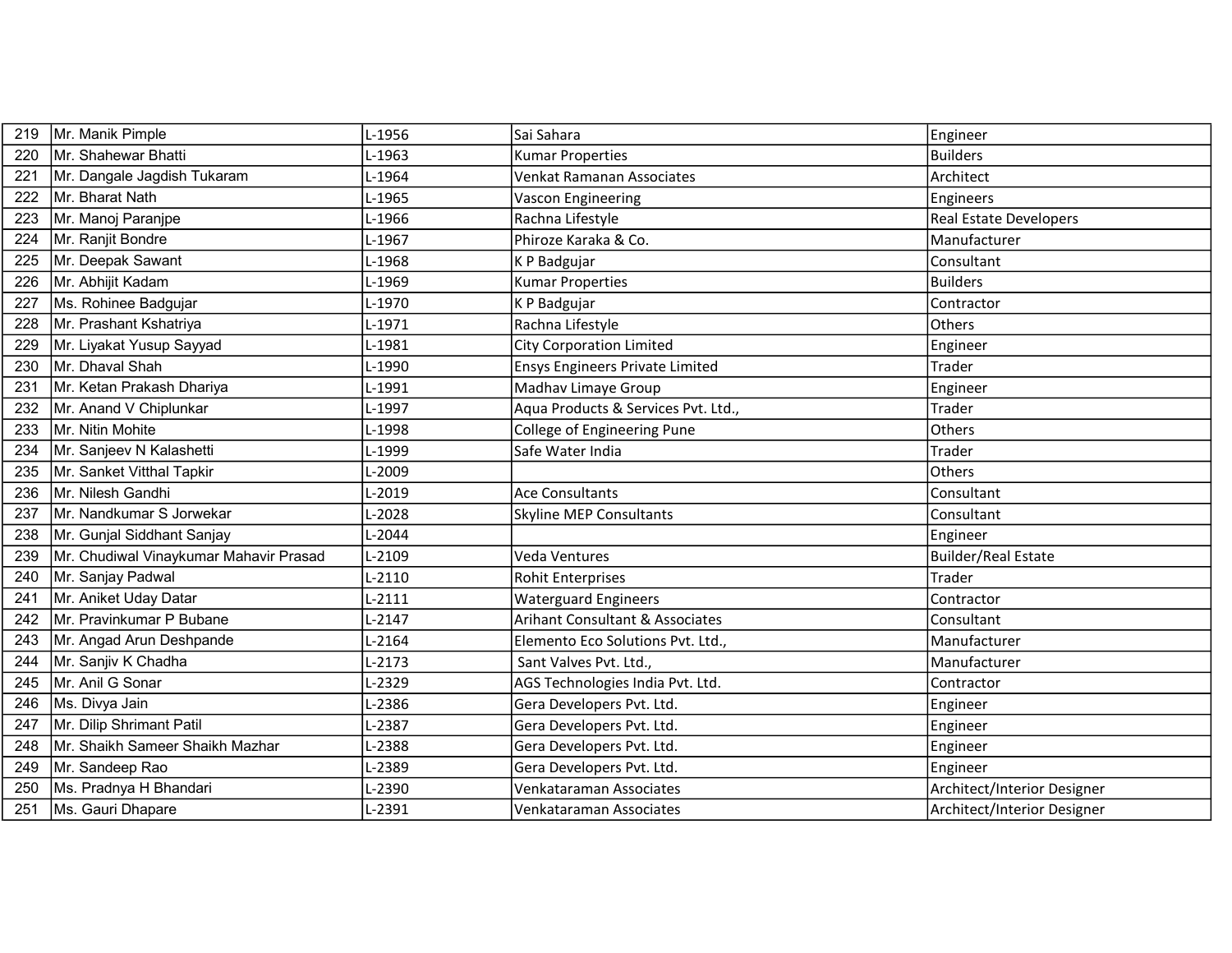| | | | | |
|---|---|---|---|---|
| 219 | Mr. Manik Pimple | L-1956 | Sai Sahara | Engineer |
| 220 | Mr. Shahewar Bhatti | L-1963 | Kumar Properties | Builders |
| 221 | Mr. Dangale Jagdish Tukaram | L-1964 | Venkat Ramanan Associates | Architect |
| 222 | Mr. Bharat Nath | L-1965 | Vascon Engineering | Engineers |
| 223 | Mr. Manoj Paranjpe | L-1966 | Rachna Lifestyle | Real Estate Developers |
| 224 | Mr. Ranjit Bondre | L-1967 | Phiroze Karaka & Co. | Manufacturer |
| 225 | Mr. Deepak Sawant | L-1968 | K P Badgujar | Consultant |
| 226 | Mr. Abhijit Kadam | L-1969 | Kumar Properties | Builders |
| 227 | Ms. Rohinee Badgujar | L-1970 | K P Badgujar | Contractor |
| 228 | Mr. Prashant Kshatriya | L-1971 | Rachna Lifestyle | Others |
| 229 | Mr. Liyakat Yusup Sayyad | L-1981 | City Corporation Limited | Engineer |
| 230 | Mr. Dhaval Shah | L-1990 | Ensys Engineers Private Limited | Trader |
| 231 | Mr. Ketan Prakash Dhariya | L-1991 | Madhav Limaye Group | Engineer |
| 232 | Mr. Anand V Chiplunkar | L-1997 | Aqua Products & Services Pvt. Ltd., | Trader |
| 233 | Mr. Nitin Mohite | L-1998 | College of Engineering Pune | Others |
| 234 | Mr. Sanjeev N Kalashetti | L-1999 | Safe Water India | Trader |
| 235 | Mr. Sanket Vitthal Tapkir | L-2009 | | Others |
| 236 | Mr. Nilesh Gandhi | L-2019 | Ace Consultants | Consultant |
| 237 | Mr. Nandkumar S Jorwekar | L-2028 | Skyline MEP Consultants | Consultant |
| 238 | Mr. Gunjal Siddhant Sanjay | L-2044 | | Engineer |
| 239 | Mr. Chudiwal Vinaykumar Mahavir Prasad | L-2109 | Veda Ventures | Builder/Real Estate |
| 240 | Mr. Sanjay Padwal | L-2110 | Rohit Enterprises | Trader |
| 241 | Mr. Aniket Uday Datar | L-2111 | Waterguard Engineers | Contractor |
| 242 | Mr. Pravinkumar P Bubane | L-2147 | Arihant Consultant & Associates | Consultant |
| 243 | Mr. Angad Arun Deshpande | L-2164 | Elemento Eco Solutions Pvt. Ltd., | Manufacturer |
| 244 | Mr. Sanjiv K Chadha | L-2173 | Sant Valves Pvt. Ltd., | Manufacturer |
| 245 | Mr. Anil G Sonar | L-2329 | AGS Technologies India Pvt. Ltd. | Contractor |
| 246 | Ms. Divya Jain | L-2386 | Gera Developers Pvt. Ltd. | Engineer |
| 247 | Mr. Dilip Shrimant Patil | L-2387 | Gera Developers Pvt. Ltd. | Engineer |
| 248 | Mr. Shaikh Sameer Shaikh Mazhar | L-2388 | Gera Developers Pvt. Ltd. | Engineer |
| 249 | Mr. Sandeep Rao | L-2389 | Gera Developers Pvt. Ltd. | Engineer |
| 250 | Ms. Pradnya H Bhandari | L-2390 | Venkataraman Associates | Architect/Interior Designer |
| 251 | Ms. Gauri Dhapare | L-2391 | Venkataraman Associates | Architect/Interior Designer |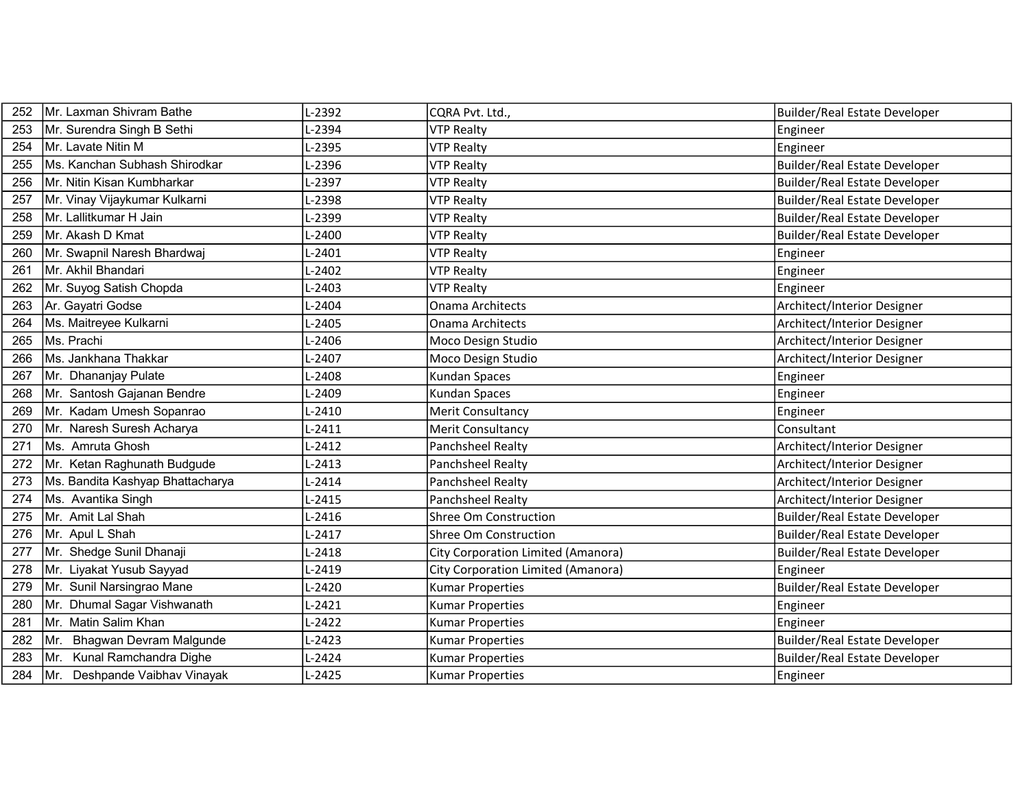| 252 | Mr. Laxman Shivram Bathe | L-2392 | CQRA Pvt. Ltd., | Builder/Real Estate Developer |
|---|---|---|---|---|
| 253 | Mr. Surendra Singh B Sethi | L-2394 | VTP Realty | Engineer |
| 254 | Mr. Lavate Nitin M | L-2395 | VTP Realty | Engineer |
| 255 | Ms. Kanchan Subhash Shirodkar | L-2396 | VTP Realty | Builder/Real Estate Developer |
| 256 | Mr. Nitin Kisan Kumbharkar | L-2397 | VTP Realty | Builder/Real Estate Developer |
| 257 | Mr. Vinay Vijaykumar Kulkarni | L-2398 | VTP Realty | Builder/Real Estate Developer |
| 258 | Mr. Lallitkumar H Jain | L-2399 | VTP Realty | Builder/Real Estate Developer |
| 259 | Mr. Akash D Kmat | L-2400 | VTP Realty | Builder/Real Estate Developer |
| 260 | Mr. Swapnil Naresh Bhardwaj | L-2401 | VTP Realty | Engineer |
| 261 | Mr. Akhil Bhandari | L-2402 | VTP Realty | Engineer |
| 262 | Mr. Suyog Satish Chopda | L-2403 | VTP Realty | Engineer |
| 263 | Ar. Gayatri Godse | L-2404 | Onama Architects | Architect/Interior Designer |
| 264 | Ms. Maitreyee Kulkarni | L-2405 | Onama Architects | Architect/Interior Designer |
| 265 | Ms. Prachi | L-2406 | Moco Design Studio | Architect/Interior Designer |
| 266 | Ms. Jankhana Thakkar | L-2407 | Moco Design Studio | Architect/Interior Designer |
| 267 | Mr. Dhananjay Pulate | L-2408 | Kundan Spaces | Engineer |
| 268 | Mr. Santosh Gajanan Bendre | L-2409 | Kundan Spaces | Engineer |
| 269 | Mr. Kadam Umesh Sopanrao | L-2410 | Merit Consultancy | Engineer |
| 270 | Mr. Naresh Suresh Acharya | L-2411 | Merit Consultancy | Consultant |
| 271 | Ms. Amruta Ghosh | L-2412 | Panchsheel Realty | Architect/Interior Designer |
| 272 | Mr. Ketan Raghunath Budgude | L-2413 | Panchsheel Realty | Architect/Interior Designer |
| 273 | Ms. Bandita Kashyap Bhattacharya | L-2414 | Panchsheel Realty | Architect/Interior Designer |
| 274 | Ms. Avantika Singh | L-2415 | Panchsheel Realty | Architect/Interior Designer |
| 275 | Mr. Amit Lal Shah | L-2416 | Shree Om Construction | Builder/Real Estate Developer |
| 276 | Mr. Apul L Shah | L-2417 | Shree Om Construction | Builder/Real Estate Developer |
| 277 | Mr. Shedge Sunil Dhanaji | L-2418 | City Corporation Limited (Amanora) | Builder/Real Estate Developer |
| 278 | Mr. Liyakat Yusub Sayyad | L-2419 | City Corporation Limited (Amanora) | Engineer |
| 279 | Mr. Sunil Narsingrao Mane | L-2420 | Kumar Properties | Builder/Real Estate Developer |
| 280 | Mr. Dhumal Sagar Vishwanath | L-2421 | Kumar Properties | Engineer |
| 281 | Mr. Matin Salim Khan | L-2422 | Kumar Properties | Engineer |
| 282 | Mr. Bhagwan Devram Malgunde | L-2423 | Kumar Properties | Builder/Real Estate Developer |
| 283 | Mr. Kunal Ramchandra Dighe | L-2424 | Kumar Properties | Builder/Real Estate Developer |
| 284 | Mr. Deshpande Vaibhav Vinayak | L-2425 | Kumar Properties | Engineer |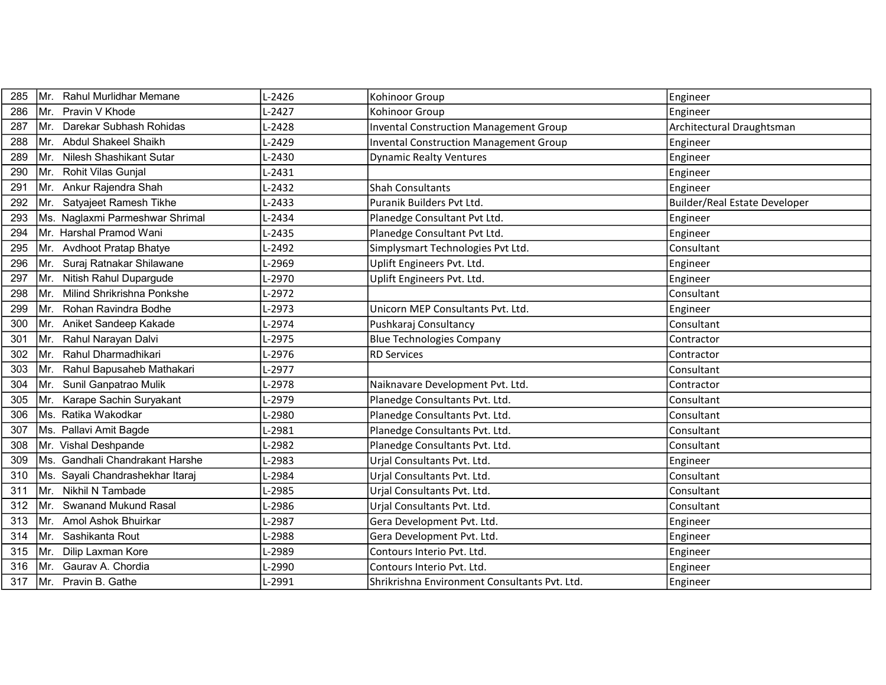| | | | | |
|---|---|---|---|---|
| 285 | Mr. Rahul Murlidhar Memane | L-2426 | Kohinoor Group | Engineer |
| 286 | Mr. Pravin V Khode | L-2427 | Kohinoor Group | Engineer |
| 287 | Mr. Darekar Subhash Rohidas | L-2428 | Invental Construction Management Group | Architectural Draughtsman |
| 288 | Mr. Abdul Shakeel Shaikh | L-2429 | Invental Construction Management Group | Engineer |
| 289 | Mr. Nilesh Shashikant Sutar | L-2430 | Dynamic Realty Ventures | Engineer |
| 290 | Mr. Rohit Vilas Gunjal | L-2431 | | Engineer |
| 291 | Mr. Ankur Rajendra Shah | L-2432 | Shah Consultants | Engineer |
| 292 | Mr. Satyajeet Ramesh Tikhe | L-2433 | Puranik Builders Pvt Ltd. | Builder/Real Estate Developer |
| 293 | Ms. Naglaxmi Parmeshwar Shrimal | L-2434 | Planedge Consultant Pvt Ltd. | Engineer |
| 294 | Mr. Harshal Pramod Wani | L-2435 | Planedge Consultant Pvt Ltd. | Engineer |
| 295 | Mr. Avdhoot Pratap Bhatye | L-2492 | Simplysmart Technologies Pvt Ltd. | Consultant |
| 296 | Mr. Suraj Ratnakar Shilawane | L-2969 | Uplift Engineers Pvt. Ltd. | Engineer |
| 297 | Mr. Nitish Rahul Dupargude | L-2970 | Uplift Engineers Pvt. Ltd. | Engineer |
| 298 | Mr. Milind Shrikrishna Ponkshe | L-2972 | | Consultant |
| 299 | Mr. Rohan Ravindra Bodhe | L-2973 | Unicorn MEP Consultants Pvt. Ltd. | Engineer |
| 300 | Mr. Aniket Sandeep Kakade | L-2974 | Pushkaraj Consultancy | Consultant |
| 301 | Mr. Rahul Narayan Dalvi | L-2975 | Blue Technologies Company | Contractor |
| 302 | Mr. Rahul Dharmadhikari | L-2976 | RD Services | Contractor |
| 303 | Mr. Rahul Bapusaheb Mathakari | L-2977 | | Consultant |
| 304 | Mr. Sunil Ganpatrao Mulik | L-2978 | Naiknavare Development Pvt. Ltd. | Contractor |
| 305 | Mr. Karape Sachin Suryakant | L-2979 | Planedge Consultants Pvt. Ltd. | Consultant |
| 306 | Ms. Ratika Wakodkar | L-2980 | Planedge Consultants Pvt. Ltd. | Consultant |
| 307 | Ms. Pallavi Amit Bagde | L-2981 | Planedge Consultants Pvt. Ltd. | Consultant |
| 308 | Mr. Vishal Deshpande | L-2982 | Planedge Consultants Pvt. Ltd. | Consultant |
| 309 | Ms. Gandhali Chandrakant Harshe | L-2983 | Urjal Consultants Pvt. Ltd. | Engineer |
| 310 | Ms. Sayali Chandrashekhar Itaraj | L-2984 | Urjal Consultants Pvt. Ltd. | Consultant |
| 311 | Mr. Nikhil N Tambade | L-2985 | Urjal Consultants Pvt. Ltd. | Consultant |
| 312 | Mr. Swanand Mukund Rasal | L-2986 | Urjal Consultants Pvt. Ltd. | Consultant |
| 313 | Mr. Amol Ashok Bhuirkar | L-2987 | Gera Development Pvt. Ltd. | Engineer |
| 314 | Mr. Sashikanta Rout | L-2988 | Gera Development Pvt. Ltd. | Engineer |
| 315 | Mr. Dilip Laxman Kore | L-2989 | Contours Interio Pvt. Ltd. | Engineer |
| 316 | Mr. Gaurav A. Chordia | L-2990 | Contours Interio Pvt. Ltd. | Engineer |
| 317 | Mr. Pravin B. Gathe | L-2991 | Shrikrishna Environment Consultants Pvt. Ltd. | Engineer |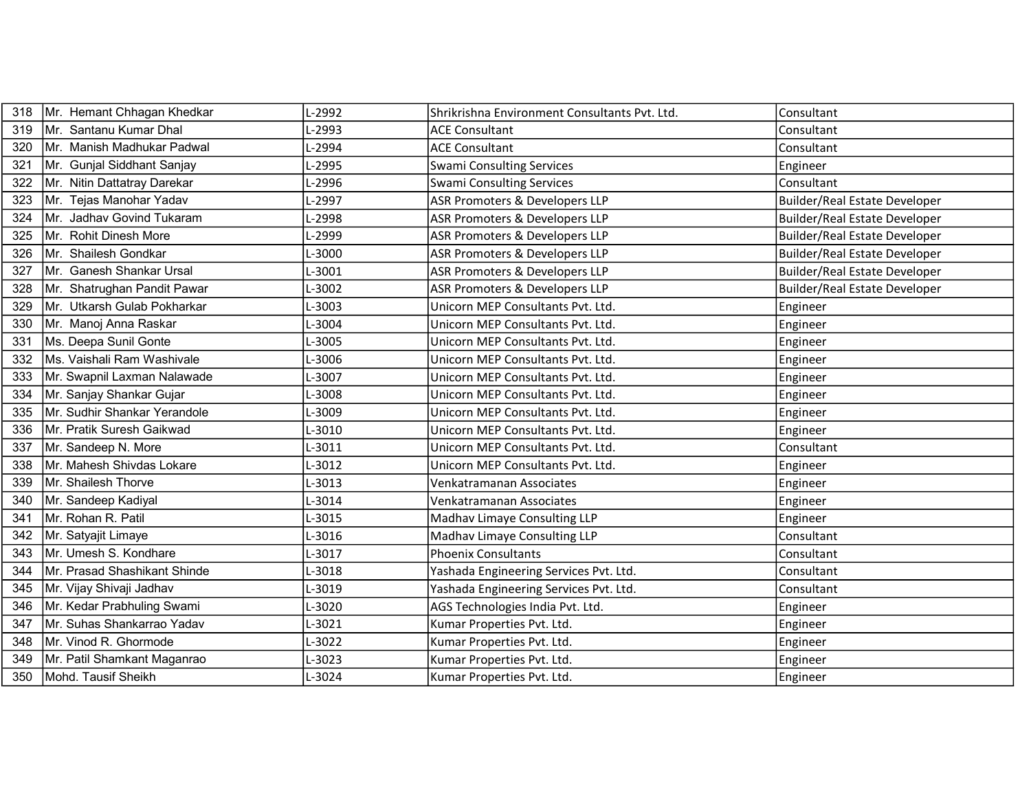| 318 | Mr. Hemant Chhagan Khedkar | L-2992 | Shrikrishna Environment Consultants Pvt. Ltd. | Consultant |
|---|---|---|---|---|
| 319 | Mr. Santanu Kumar Dhal | L-2993 | ACE Consultant | Consultant |
| 320 | Mr. Manish Madhukar Padwal | L-2994 | ACE Consultant | Consultant |
| 321 | Mr. Gunjal Siddhant Sanjay | L-2995 | Swami Consulting Services | Engineer |
| 322 | Mr. Nitin Dattatray Darekar | L-2996 | Swami Consulting Services | Consultant |
| 323 | Mr. Tejas Manohar Yadav | L-2997 | ASR Promoters & Developers LLP | Builder/Real Estate Developer |
| 324 | Mr. Jadhav Govind Tukaram | L-2998 | ASR Promoters & Developers LLP | Builder/Real Estate Developer |
| 325 | Mr. Rohit Dinesh More | L-2999 | ASR Promoters & Developers LLP | Builder/Real Estate Developer |
| 326 | Mr. Shailesh Gondkar | L-3000 | ASR Promoters & Developers LLP | Builder/Real Estate Developer |
| 327 | Mr. Ganesh Shankar Ursal | L-3001 | ASR Promoters & Developers LLP | Builder/Real Estate Developer |
| 328 | Mr. Shatrughan Pandit Pawar | L-3002 | ASR Promoters & Developers LLP | Builder/Real Estate Developer |
| 329 | Mr. Utkarsh Gulab Pokharkar | L-3003 | Unicorn MEP Consultants Pvt. Ltd. | Engineer |
| 330 | Mr. Manoj Anna Raskar | L-3004 | Unicorn MEP Consultants Pvt. Ltd. | Engineer |
| 331 | Ms. Deepa Sunil Gonte | L-3005 | Unicorn MEP Consultants Pvt. Ltd. | Engineer |
| 332 | Ms. Vaishali Ram Washivale | L-3006 | Unicorn MEP Consultants Pvt. Ltd. | Engineer |
| 333 | Mr. Swapnil Laxman Nalawade | L-3007 | Unicorn MEP Consultants Pvt. Ltd. | Engineer |
| 334 | Mr. Sanjay Shankar Gujar | L-3008 | Unicorn MEP Consultants Pvt. Ltd. | Engineer |
| 335 | Mr. Sudhir Shankar Yerandole | L-3009 | Unicorn MEP Consultants Pvt. Ltd. | Engineer |
| 336 | Mr. Pratik Suresh Gaikwad | L-3010 | Unicorn MEP Consultants Pvt. Ltd. | Engineer |
| 337 | Mr. Sandeep N. More | L-3011 | Unicorn MEP Consultants Pvt. Ltd. | Consultant |
| 338 | Mr. Mahesh Shivdas Lokare | L-3012 | Unicorn MEP Consultants Pvt. Ltd. | Engineer |
| 339 | Mr. Shailesh Thorve | L-3013 | Venkatramanan Associates | Engineer |
| 340 | Mr. Sandeep Kadiyal | L-3014 | Venkatramanan Associates | Engineer |
| 341 | Mr. Rohan R. Patil | L-3015 | Madhav Limaye Consulting LLP | Engineer |
| 342 | Mr. Satyajit Limaye | L-3016 | Madhav Limaye Consulting LLP | Consultant |
| 343 | Mr. Umesh S. Kondhare | L-3017 | Phoenix Consultants | Consultant |
| 344 | Mr. Prasad Shashikant Shinde | L-3018 | Yashada Engineering Services Pvt. Ltd. | Consultant |
| 345 | Mr. Vijay Shivaji Jadhav | L-3019 | Yashada Engineering Services Pvt. Ltd. | Consultant |
| 346 | Mr. Kedar Prabhuling Swami | L-3020 | AGS Technologies India Pvt. Ltd. | Engineer |
| 347 | Mr. Suhas Shankarrao Yadav | L-3021 | Kumar Properties Pvt. Ltd. | Engineer |
| 348 | Mr. Vinod R. Ghormode | L-3022 | Kumar Properties Pvt. Ltd. | Engineer |
| 349 | Mr. Patil Shamkant Maganrao | L-3023 | Kumar Properties Pvt. Ltd. | Engineer |
| 350 | Mohd. Tausif Sheikh | L-3024 | Kumar Properties Pvt. Ltd. | Engineer |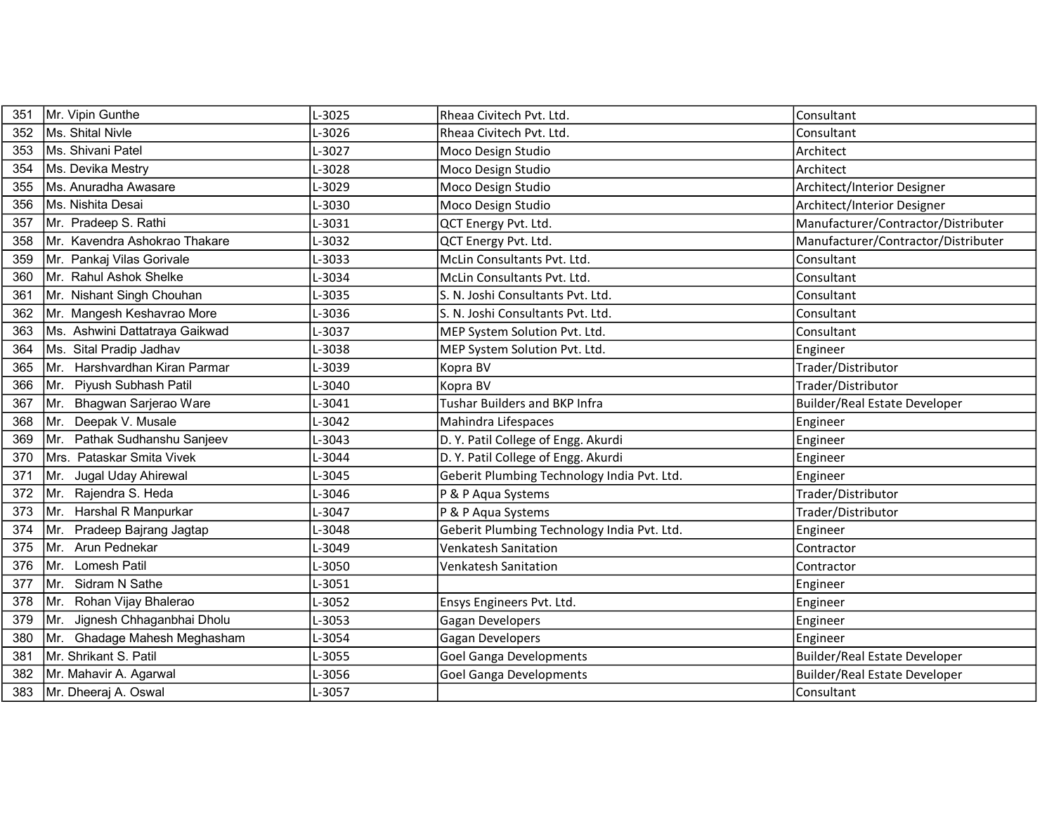| | | | | |
|---|---|---|---|---|
| 351 | Mr. Vipin Gunthe | L-3025 | Rheaa Civitech Pvt. Ltd. | Consultant |
| 352 | Ms. Shital Nivle | L-3026 | Rheaa Civitech Pvt. Ltd. | Consultant |
| 353 | Ms. Shivani Patel | L-3027 | Moco Design Studio | Architect |
| 354 | Ms. Devika Mestry | L-3028 | Moco Design Studio | Architect |
| 355 | Ms. Anuradha Awasare | L-3029 | Moco Design Studio | Architect/Interior Designer |
| 356 | Ms. Nishita Desai | L-3030 | Moco Design Studio | Architect/Interior Designer |
| 357 | Mr. Pradeep S. Rathi | L-3031 | QCT Energy Pvt. Ltd. | Manufacturer/Contractor/Distributer |
| 358 | Mr. Kavendra Ashokrao Thakare | L-3032 | QCT Energy Pvt. Ltd. | Manufacturer/Contractor/Distributer |
| 359 | Mr. Pankaj Vilas Gorivale | L-3033 | McLin Consultants Pvt. Ltd. | Consultant |
| 360 | Mr. Rahul Ashok Shelke | L-3034 | McLin Consultants Pvt. Ltd. | Consultant |
| 361 | Mr. Nishant Singh Chouhan | L-3035 | S. N. Joshi Consultants Pvt. Ltd. | Consultant |
| 362 | Mr. Mangesh Keshavrao More | L-3036 | S. N. Joshi Consultants Pvt. Ltd. | Consultant |
| 363 | Ms. Ashwini Dattatraya Gaikwad | L-3037 | MEP System Solution Pvt. Ltd. | Consultant |
| 364 | Ms. Sital Pradip Jadhav | L-3038 | MEP System Solution Pvt. Ltd. | Engineer |
| 365 | Mr. Harshvardhan Kiran Parmar | L-3039 | Kopra BV | Trader/Distributor |
| 366 | Mr. Piyush Subhash Patil | L-3040 | Kopra BV | Trader/Distributor |
| 367 | Mr. Bhagwan Sarjerao Ware | L-3041 | Tushar Builders and BKP Infra | Builder/Real Estate Developer |
| 368 | Mr. Deepak V. Musale | L-3042 | Mahindra Lifespaces | Engineer |
| 369 | Mr. Pathak Sudhanshu Sanjeev | L-3043 | D. Y. Patil College of Engg. Akurdi | Engineer |
| 370 | Mrs. Pataskar Smita Vivek | L-3044 | D. Y. Patil College of Engg. Akurdi | Engineer |
| 371 | Mr. Jugal Uday Ahirewal | L-3045 | Geberit Plumbing Technology India Pvt. Ltd. | Engineer |
| 372 | Mr. Rajendra S. Heda | L-3046 | P & P Aqua Systems | Trader/Distributor |
| 373 | Mr. Harshal R Manpurkar | L-3047 | P & P Aqua Systems | Trader/Distributor |
| 374 | Mr. Pradeep Bajrang Jagtap | L-3048 | Geberit Plumbing Technology India Pvt. Ltd. | Engineer |
| 375 | Mr. Arun Pednekar | L-3049 | Venkatesh Sanitation | Contractor |
| 376 | Mr. Lomesh Patil | L-3050 | Venkatesh Sanitation | Contractor |
| 377 | Mr. Sidram N Sathe | L-3051 | | Engineer |
| 378 | Mr. Rohan Vijay Bhalerao | L-3052 | Ensys Engineers Pvt. Ltd. | Engineer |
| 379 | Mr. Jignesh Chhaganbhai Dholu | L-3053 | Gagan Developers | Engineer |
| 380 | Mr. Ghadage Mahesh Meghasham | L-3054 | Gagan Developers | Engineer |
| 381 | Mr. Shrikant S. Patil | L-3055 | Goel Ganga Developments | Builder/Real Estate Developer |
| 382 | Mr. Mahavir A. Agarwal | L-3056 | Goel Ganga Developments | Builder/Real Estate Developer |
| 383 | Mr. Dheeraj A. Oswal | L-3057 | | Consultant |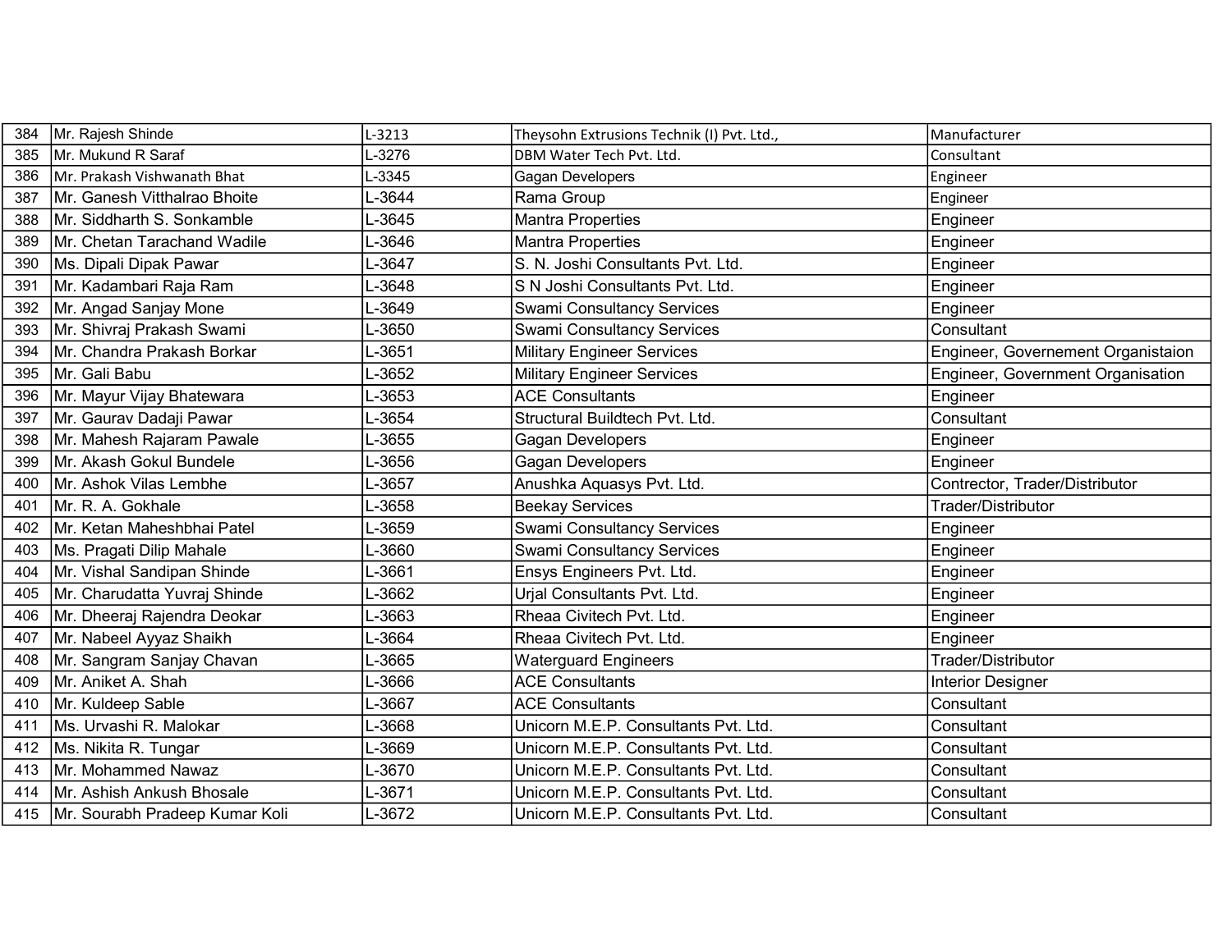| 384 | Mr. Rajesh Shinde | L-3213 | Theysohn Extrusions Technik (I) Pvt. Ltd., | Manufacturer |
|---|---|---|---|---|
| 385 | Mr. Mukund R Saraf | L-3276 | DBM Water Tech Pvt. Ltd. | Consultant |
| 386 | Mr. Prakash Vishwanath Bhat | L-3345 | Gagan Developers | Engineer |
| 387 | Mr. Ganesh Vitthalrao Bhoite | L-3644 | Rama Group | Engineer |
| 388 | Mr. Siddharth S. Sonkamble | L-3645 | Mantra Properties | Engineer |
| 389 | Mr. Chetan Tarachand Wadile | L-3646 | Mantra Properties | Engineer |
| 390 | Ms. Dipali Dipak Pawar | L-3647 | S. N. Joshi Consultants Pvt. Ltd. | Engineer |
| 391 | Mr. Kadambari Raja Ram | L-3648 | S N Joshi Consultants Pvt. Ltd. | Engineer |
| 392 | Mr. Angad Sanjay Mone | L-3649 | Swami Consultancy Services | Engineer |
| 393 | Mr. Shivraj Prakash Swami | L-3650 | Swami Consultancy Services | Consultant |
| 394 | Mr. Chandra Prakash Borkar | L-3651 | Military Engineer Services | Engineer, Governement Organistaion |
| 395 | Mr. Gali Babu | L-3652 | Military Engineer Services | Engineer, Government Organisation |
| 396 | Mr. Mayur Vijay Bhatewara | L-3653 | ACE Consultants | Engineer |
| 397 | Mr. Gaurav Dadaji Pawar | L-3654 | Structural Buildtech Pvt. Ltd. | Consultant |
| 398 | Mr. Mahesh Rajaram Pawale | L-3655 | Gagan Developers | Engineer |
| 399 | Mr. Akash Gokul Bundele | L-3656 | Gagan Developers | Engineer |
| 400 | Mr. Ashok Vilas Lembhe | L-3657 | Anushka Aquasys Pvt. Ltd. | Contrector, Trader/Distributor |
| 401 | Mr. R. A. Gokhale | L-3658 | Beekay Services | Trader/Distributor |
| 402 | Mr. Ketan Maheshbhai Patel | L-3659 | Swami Consultancy Services | Engineer |
| 403 | Ms. Pragati Dilip Mahale | L-3660 | Swami Consultancy Services | Engineer |
| 404 | Mr. Vishal Sandipan Shinde | L-3661 | Ensys Engineers Pvt. Ltd. | Engineer |
| 405 | Mr. Charudatta Yuvraj Shinde | L-3662 | Urjal Consultants Pvt. Ltd. | Engineer |
| 406 | Mr. Dheeraj Rajendra Deokar | L-3663 | Rheaa Civitech Pvt. Ltd. | Engineer |
| 407 | Mr. Nabeel Ayyaz Shaikh | L-3664 | Rheaa Civitech Pvt. Ltd. | Engineer |
| 408 | Mr. Sangram Sanjay Chavan | L-3665 | Waterguard Engineers | Trader/Distributor |
| 409 | Mr. Aniket A. Shah | L-3666 | ACE Consultants | Interior Designer |
| 410 | Mr. Kuldeep Sable | L-3667 | ACE Consultants | Consultant |
| 411 | Ms. Urvashi R. Malokar | L-3668 | Unicorn M.E.P. Consultants Pvt. Ltd. | Consultant |
| 412 | Ms. Nikita R. Tungar | L-3669 | Unicorn M.E.P. Consultants Pvt. Ltd. | Consultant |
| 413 | Mr. Mohammed Nawaz | L-3670 | Unicorn M.E.P. Consultants Pvt. Ltd. | Consultant |
| 414 | Mr. Ashish Ankush Bhosale | L-3671 | Unicorn M.E.P. Consultants Pvt. Ltd. | Consultant |
| 415 | Mr. Sourabh Pradeep Kumar Koli | L-3672 | Unicorn M.E.P. Consultants Pvt. Ltd. | Consultant |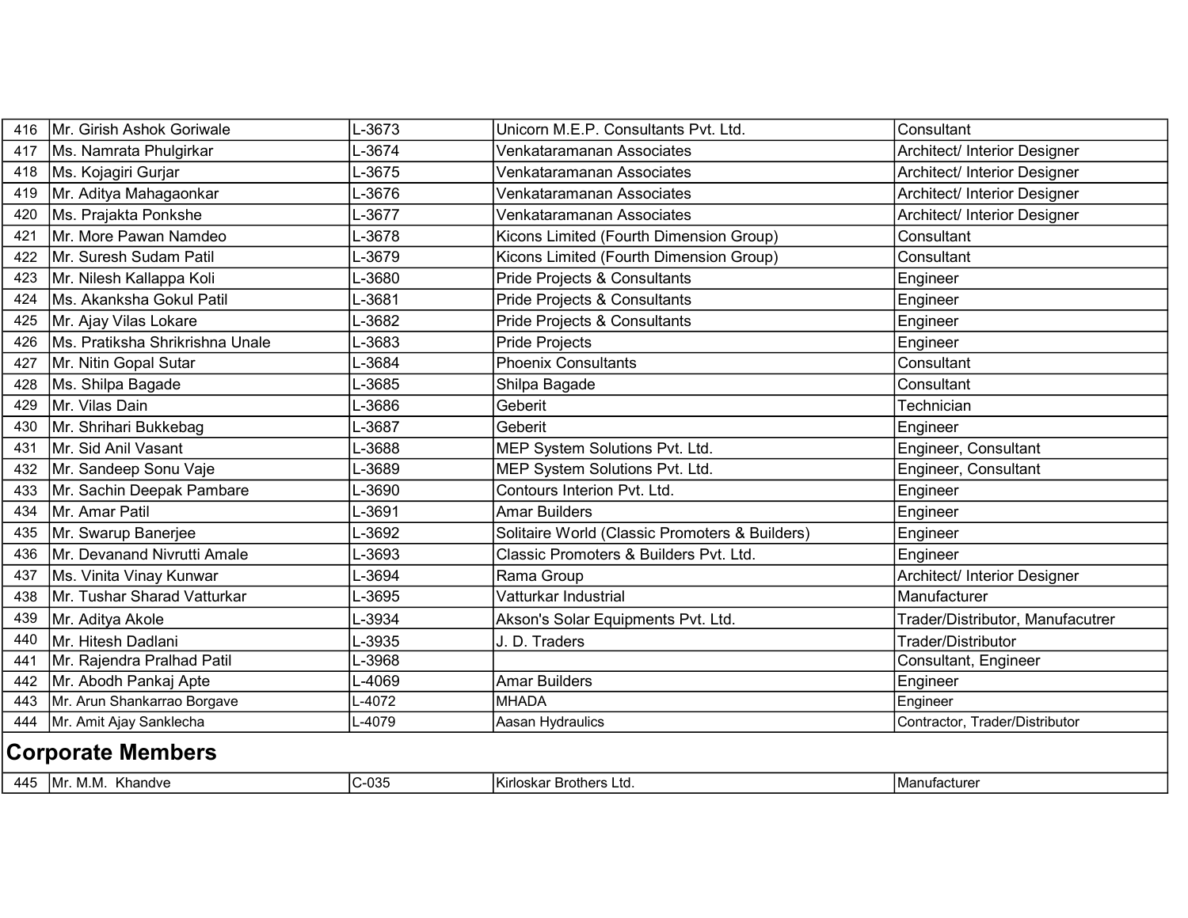| 416 | Mr. Girish Ashok Goriwale | L-3673 | Unicorn M.E.P. Consultants Pvt. Ltd. | Consultant |
|---|---|---|---|---|
| 417 | Ms. Namrata Phulgirkar | L-3674 | Venkataramanan Associates | Architect/ Interior Designer |
| 418 | Ms. Kojagiri Gurjar | L-3675 | Venkataramanan Associates | Architect/ Interior Designer |
| 419 | Mr. Aditya Mahagaonkar | L-3676 | Venkataramanan Associates | Architect/ Interior Designer |
| 420 | Ms. Prajakta Ponkshe | L-3677 | Venkataramanan Associates | Architect/ Interior Designer |
| 421 | Mr. More Pawan Namdeo | L-3678 | Kicons Limited (Fourth Dimension Group) | Consultant |
| 422 | Mr. Suresh Sudam Patil | L-3679 | Kicons Limited (Fourth Dimension Group) | Consultant |
| 423 | Mr. Nilesh Kallappa Koli | L-3680 | Pride Projects & Consultants | Engineer |
| 424 | Ms. Akanksha Gokul Patil | L-3681 | Pride Projects & Consultants | Engineer |
| 425 | Mr. Ajay Vilas Lokare | L-3682 | Pride Projects & Consultants | Engineer |
| 426 | Ms. Pratiksha Shrikrishna Unale | L-3683 | Pride Projects | Engineer |
| 427 | Mr. Nitin Gopal Sutar | L-3684 | Phoenix Consultants | Consultant |
| 428 | Ms. Shilpa Bagade | L-3685 | Shilpa Bagade | Consultant |
| 429 | Mr. Vilas Dain | L-3686 | Geberit | Technician |
| 430 | Mr. Shrihari Bukkebag | L-3687 | Geberit | Engineer |
| 431 | Mr. Sid Anil Vasant | L-3688 | MEP System Solutions Pvt. Ltd. | Engineer, Consultant |
| 432 | Mr. Sandeep Sonu Vaje | L-3689 | MEP System Solutions Pvt. Ltd. | Engineer, Consultant |
| 433 | Mr. Sachin Deepak Pambare | L-3690 | Contours Interion Pvt. Ltd. | Engineer |
| 434 | Mr. Amar Patil | L-3691 | Amar Builders | Engineer |
| 435 | Mr. Swarup Banerjee | L-3692 | Solitaire World (Classic Promoters & Builders) | Engineer |
| 436 | Mr. Devanand Nivrutti Amale | L-3693 | Classic Promoters & Builders Pvt. Ltd. | Engineer |
| 437 | Ms. Vinita Vinay Kunwar | L-3694 | Rama Group | Architect/ Interior Designer |
| 438 | Mr. Tushar Sharad Vatturkar | L-3695 | Vatturkar Industrial | Manufacturer |
| 439 | Mr. Aditya Akole | L-3934 | Akson's Solar Equipments Pvt. Ltd. | Trader/Distributor, Manufacutrer |
| 440 | Mr. Hitesh Dadlani | L-3935 | J. D. Traders | Trader/Distributor |
| 441 | Mr. Rajendra Pralhad Patil | L-3968 | | Consultant, Engineer |
| 442 | Mr. Abodh Pankaj Apte | L-4069 | Amar Builders | Engineer |
| 443 | Mr. Arun Shankarrao Borgave | L-4072 | MHADA | Engineer |
| 444 | Mr. Amit Ajay Sanklecha | L-4079 | Aasan Hydraulics | Contractor, Trader/Distributor |

## Corporate Members

| 445 | Mr. M.M. Khandve | C-035 | Kirloskar Brothers Ltd. | Manufacturer |
|---|---|---|---|---|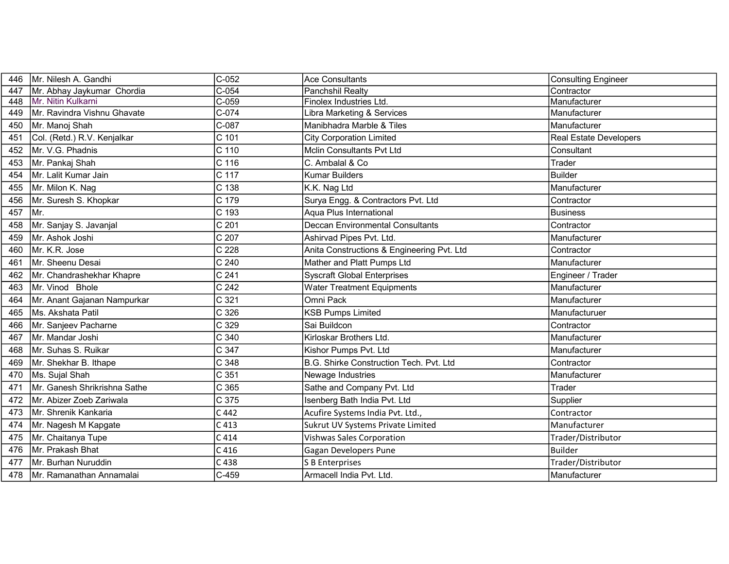| | | | | |
|---|---|---|---|---|
| 446 | Mr. Nilesh A. Gandhi | C-052 | Ace Consultants | Consulting Engineer |
| 447 | Mr. Abhay Jaykumar Chordia | C-054 | Panchshil Realty | Contractor |
| 448 | Mr. Nitin Kulkarni | C-059 | Finolex Industries Ltd. | Manufacturer |
| 449 | Mr. Ravindra Vishnu Ghavate | C-074 | Libra Marketing & Services | Manufacturer |
| 450 | Mr. Manoj Shah | C-087 | Manibhadra Marble & Tiles | Manufacturer |
| 451 | Col. (Retd.) R.V. Kenjalkar | C 101 | City Corporation Limited | Real Estate Developers |
| 452 | Mr. V.G. Phadnis | C 110 | Mclin Consultants Pvt Ltd | Consultant |
| 453 | Mr. Pankaj Shah | C 116 | C. Ambalal & Co | Trader |
| 454 | Mr. Lalit Kumar Jain | C 117 | Kumar Builders | Builder |
| 455 | Mr. Milon K. Nag | C 138 | K.K. Nag Ltd | Manufacturer |
| 456 | Mr. Suresh S. Khopkar | C 179 | Surya Engg. & Contractors Pvt. Ltd | Contractor |
| 457 | Mr. | C 193 | Aqua Plus International | Business |
| 458 | Mr. Sanjay S. Javanjal | C 201 | Deccan Environmental Consultants | Contractor |
| 459 | Mr. Ashok Joshi | C 207 | Ashirvad Pipes Pvt. Ltd. | Manufacturer |
| 460 | Mr. K.R. Jose | C 228 | Anita Constructions & Engineering Pvt. Ltd | Contractor |
| 461 | Mr. Sheenu Desai | C 240 | Mather and Platt Pumps Ltd | Manufacturer |
| 462 | Mr. Chandrashekhar Khapre | C 241 | Syscraft Global Enterprises | Engineer / Trader |
| 463 | Mr. Vinod Bhole | C 242 | Water Treatment Equipments | Manufacturer |
| 464 | Mr. Anant Gajanan Nampurkar | C 321 | Omni Pack | Manufacturer |
| 465 | Ms. Akshata Patil | C 326 | KSB Pumps Limited | Manufacturuer |
| 466 | Mr. Sanjeev Pacharne | C 329 | Sai Buildcon | Contractor |
| 467 | Mr. Mandar Joshi | C 340 | Kirloskar Brothers Ltd. | Manufacturer |
| 468 | Mr. Suhas S. Ruikar | C 347 | Kishor Pumps Pvt. Ltd | Manufacturer |
| 469 | Mr. Shekhar B. Ithape | C 348 | B.G. Shirke Construction Tech. Pvt. Ltd | Contractor |
| 470 | Ms. Sujal Shah | C 351 | Newage Industries | Manufacturer |
| 471 | Mr. Ganesh Shrikrishna Sathe | C 365 | Sathe and Company Pvt. Ltd | Trader |
| 472 | Mr. Abizer Zoeb Zariwala | C 375 | Isenberg Bath India Pvt. Ltd | Supplier |
| 473 | Mr. Shrenik Kankaria | C 442 | Acufire Systems India Pvt. Ltd., | Contractor |
| 474 | Mr. Nagesh M Kapgate | C 413 | Sukrut UV Systems Private Limited | Manufacturer |
| 475 | Mr. Chaitanya Tupe | C 414 | Vishwas Sales Corporation | Trader/Distributor |
| 476 | Mr. Prakash Bhat | C 416 | Gagan Developers Pune | Builder |
| 477 | Mr. Burhan Nuruddin | C 438 | S B Enterprises | Trader/Distributor |
| 478 | Mr. Ramanathan Annamalai | C-459 | Armacell India Pvt. Ltd. | Manufacturer |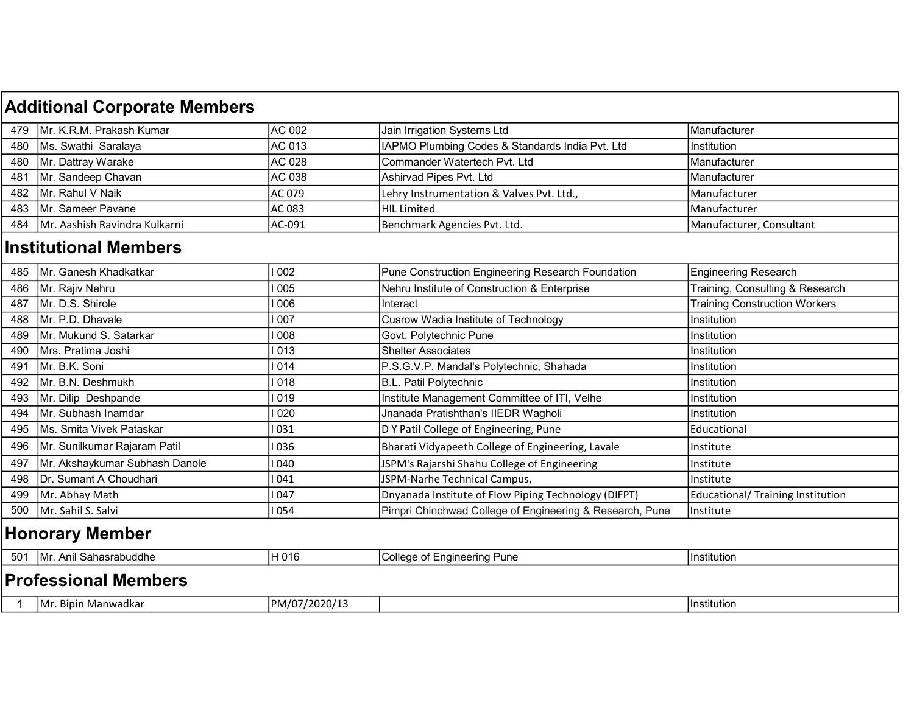## Additional Corporate Members

| | | | | |
|---|---|---|---|---|
| 479 | Mr. K.R.M. Prakash Kumar | AC 002 | Jain Irrigation Systems Ltd | Manufacturer |
| 480 | Ms. Swathi  Saralaya | AC 013 | IAPMO Plumbing Codes & Standards India Pvt. Ltd | Institution |
| 480 | Mr. Dattray Warake | AC 028 | Commander Watertech Pvt. Ltd | Manufacturer |
| 481 | Mr. Sandeep Chavan | AC 038 | Ashirvad Pipes Pvt. Ltd | Manufacturer |
| 482 | Mr. Rahul V Naik | AC 079 | Lehry Instrumentation & Valves Pvt. Ltd., | Manufacturer |
| 483 | Mr. Sameer Pavane | AC 083 | HIL Limited | Manufacturer |
| 484 | Mr. Aashish Ravindra Kulkarni | AC-091 | Benchmark Agencies Pvt. Ltd. | Manufacturer, Consultant |

## Institutional Members

| | | | | |
|---|---|---|---|---|
| 485 | Mr. Ganesh Khadkatkar | I 002 | Pune Construction Engineering Research Foundation | Engineering Research |
| 486 | Mr. Rajiv Nehru | I 005 | Nehru Institute of Construction & Enterprise | Training, Consulting & Research |
| 487 | Mr. D.S. Shirole | I 006 | Interact | Training Construction Workers |
| 488 | Mr. P.D. Dhavale | I 007 | Cusrow Wadia Institute of Technology | Institution |
| 489 | Mr. Mukund S. Satarkar | I 008 | Govt. Polytechnic Pune | Institution |
| 490 | Mrs. Pratima Joshi | I 013 | Shelter Associates | Institution |
| 491 | Mr. B.K. Soni | I 014 | P.S.G.V.P. Mandal's Polytechnic, Shahada | Institution |
| 492 | Mr. B.N. Deshmukh | I 018 | B.L. Patil Polytechnic | Institution |
| 493 | Mr. Dilip  Deshpande | I 019 | Institute Management Committee of ITI, Velhe | Institution |
| 494 | Mr. Subhash Inamdar | I 020 | Jnanada Pratishthan's IIEDR Wagholi | Institution |
| 495 | Ms. Smita Vivek Pataskar | I 031 | D Y Patil College of Engineering, Pune | Educational |
| 496 | Mr. Sunilkumar Rajaram Patil | I 036 | Bharati Vidyapeeth College of Engineering, Lavale | Institute |
| 497 | Mr. Akshaykumar Subhash Danole | I 040 | JSPM's Rajarshi Shahu College of Engineering | Institute |
| 498 | Dr. Sumant A Choudhari | I 041 | JSPM-Narhe Technical Campus, | Institute |
| 499 | Mr. Abhay Math | I 047 | Dnyanada Institute of Flow Piping Technology (DIFPT) | Educational/ Training Institution |
| 500 | Mr. Sahil S. Salvi | I 054 | Pimpri Chinchwad College of Engineering & Research, Pune | Institute |

## Honorary Member

| | | | | |
|---|---|---|---|---|
| 501 | Mr. Anil Sahasrabuddhe | H 016 | College of Engineering Pune | Institution |

## Professional Members

| | | | | |
|---|---|---|---|---|
| 1 | Mr. Bipin Manwadkar | PM/07/2020/13 | | Institution |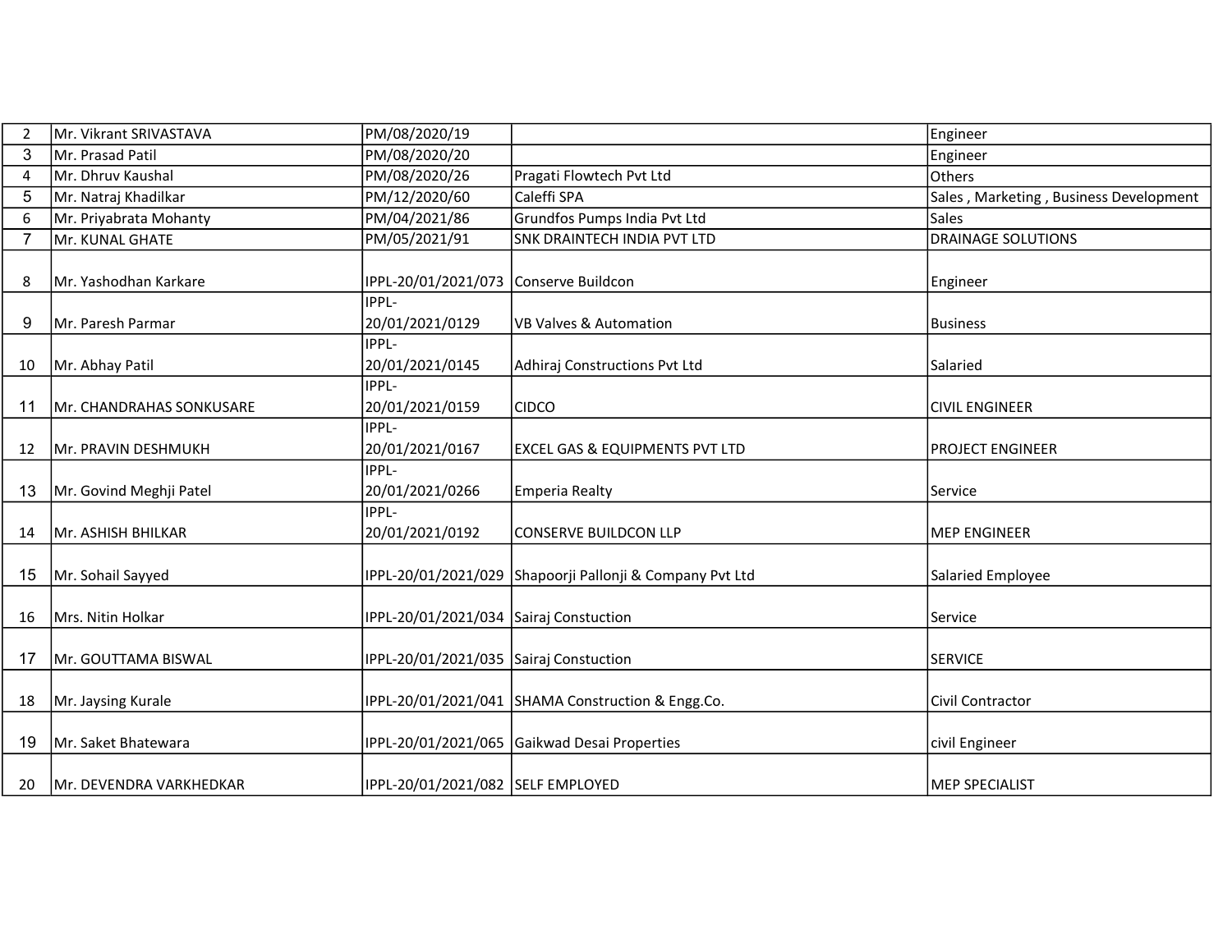| 2 | Mr. Vikrant SRIVASTAVA | PM/08/2020/19 | | Engineer |
|---|---|---|---|---|
| 3 | Mr. Prasad Patil | PM/08/2020/20 | | Engineer |
| 4 | Mr. Dhruv Kaushal | PM/08/2020/26 | Pragati Flowtech Pvt Ltd | Others |
| 5 | Mr. Natraj Khadilkar | PM/12/2020/60 | Caleffi SPA | Sales , Marketing , Business Development |
| 6 | Mr. Priyabrata Mohanty | PM/04/2021/86 | Grundfos Pumps India Pvt Ltd | Sales |
| 7 | Mr. KUNAL GHATE | PM/05/2021/91 | SNK DRAINTECH INDIA PVT LTD | DRAINAGE SOLUTIONS |
| 8 | Mr. Yashodhan Karkare | IPPL-20/01/2021/073 | Conserve Buildcon | Engineer |
| 9 | Mr. Paresh Parmar | IPPL-20/01/2021/0129 | VB Valves & Automation | Business |
| 10 | Mr. Abhay Patil | IPPL-20/01/2021/0145 | Adhiraj Constructions Pvt Ltd | Salaried |
| 11 | Mr. CHANDRAHAS SONKUSARE | IPPL-20/01/2021/0159 | CIDCO | CIVIL ENGINEER |
| 12 | Mr. PRAVIN DESHMUKH | IPPL-20/01/2021/0167 | EXCEL GAS & EQUIPMENTS PVT LTD | PROJECT ENGINEER |
| 13 | Mr. Govind Meghji Patel | IPPL-20/01/2021/0266 | Emperia Realty | Service |
| 14 | Mr. ASHISH BHILKAR | IPPL-20/01/2021/0192 | CONSERVE BUILDCON LLP | MEP ENGINEER |
| 15 | Mr. Sohail Sayyed | IPPL-20/01/2021/029 | Shapoorji Pallonji & Company Pvt Ltd | Salaried Employee |
| 16 | Mrs. Nitin Holkar | IPPL-20/01/2021/034 | Sairaj Constuction | Service |
| 17 | Mr. GOUTTAMA BISWAL | IPPL-20/01/2021/035 | Sairaj Constuction | SERVICE |
| 18 | Mr. Jaysing Kurale | IPPL-20/01/2021/041 | SHAMA Construction & Engg.Co. | Civil Contractor |
| 19 | Mr. Saket Bhatewara | IPPL-20/01/2021/065 | Gaikwad Desai Properties | civil Engineer |
| 20 | Mr. DEVENDRA VARKHEDKAR | IPPL-20/01/2021/082 | SELF EMPLOYED | MEP SPECIALIST |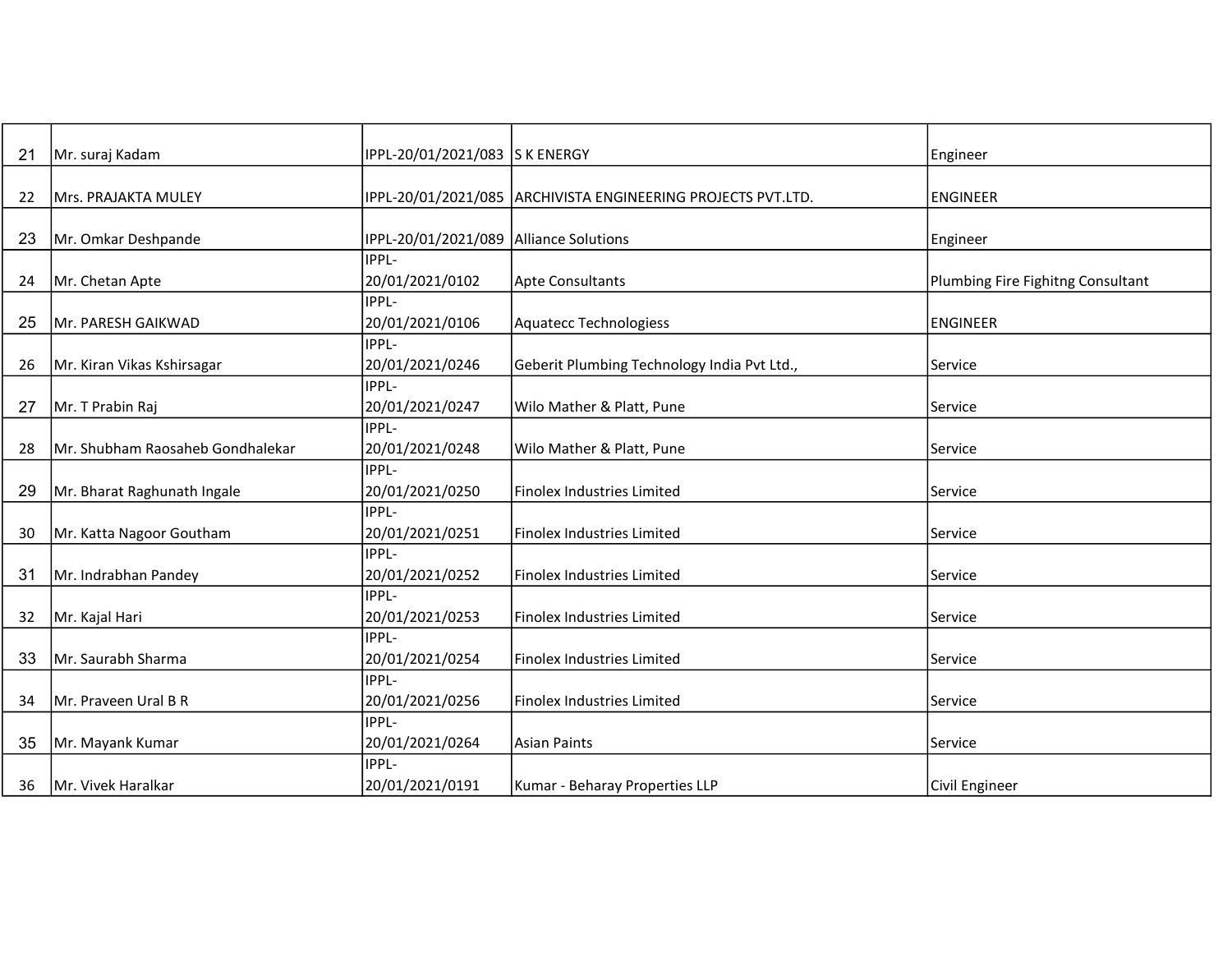| 21 | Mr. suraj Kadam | IPPL-20/01/2021/083 | S K ENERGY | Engineer |
|---|---|---|---|---|
| 22 | Mrs. PRAJAKTA MULEY | IPPL-20/01/2021/085 | ARCHIVISTA ENGINEERING PROJECTS PVT.LTD. | ENGINEER |
| 23 | Mr. Omkar Deshpande | IPPL-20/01/2021/089 | Alliance Solutions | Engineer |
| 24 | Mr. Chetan Apte | IPPL-20/01/2021/0102 | Apte Consultants | Plumbing Fire Fighitng Consultant |
| 25 | Mr. PARESH GAIKWAD | IPPL-20/01/2021/0106 | Aquatecc Technologiess | ENGINEER |
| 26 | Mr. Kiran Vikas Kshirsagar | IPPL-20/01/2021/0246 | Geberit Plumbing Technology India Pvt Ltd., | Service |
| 27 | Mr. T Prabin Raj | IPPL-20/01/2021/0247 | Wilo Mather & Platt, Pune | Service |
| 28 | Mr. Shubham Raosaheb Gondhalekar | IPPL-20/01/2021/0248 | Wilo Mather & Platt, Pune | Service |
| 29 | Mr. Bharat Raghunath Ingale | IPPL-20/01/2021/0250 | Finolex Industries Limited | Service |
| 30 | Mr. Katta Nagoor Goutham | IPPL-20/01/2021/0251 | Finolex Industries Limited | Service |
| 31 | Mr. Indrabhan Pandey | IPPL-20/01/2021/0252 | Finolex Industries Limited | Service |
| 32 | Mr. Kajal Hari | IPPL-20/01/2021/0253 | Finolex Industries Limited | Service |
| 33 | Mr. Saurabh Sharma | IPPL-20/01/2021/0254 | Finolex Industries Limited | Service |
| 34 | Mr. Praveen Ural B R | IPPL-20/01/2021/0256 | Finolex Industries Limited | Service |
| 35 | Mr. Mayank Kumar | IPPL-20/01/2021/0264 | Asian Paints | Service |
| 36 | Mr. Vivek Haralkar | IPPL-20/01/2021/0191 | Kumar - Beharay Properties LLP | Civil Engineer |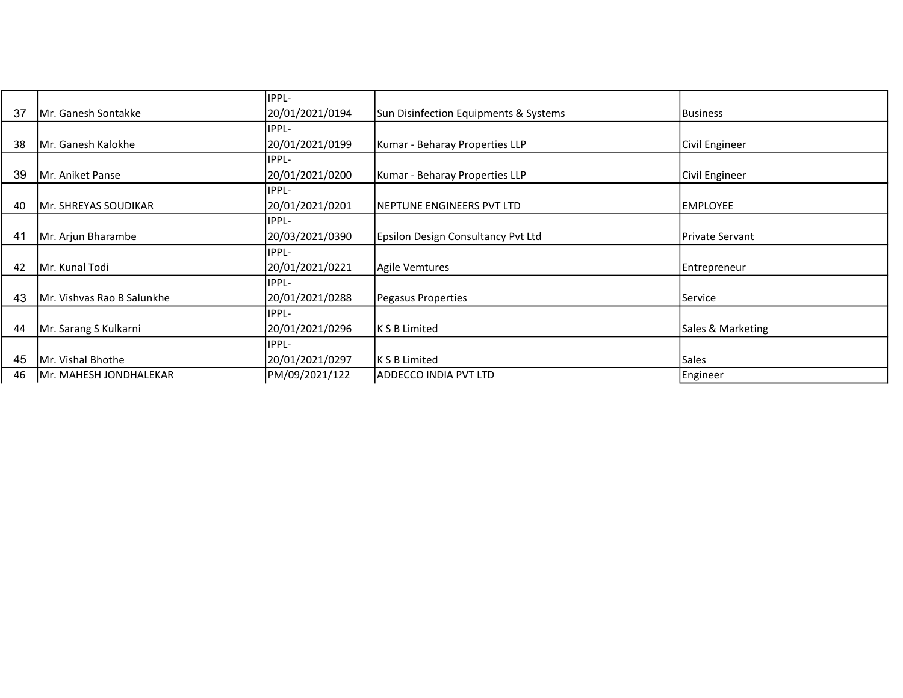| | | | | |
|---|---|---|---|---|
| 37 | Mr. Ganesh Sontakke | IPPL-20/01/2021/0194 | Sun Disinfection Equipments & Systems | Business |
| 38 | Mr. Ganesh Kalokhe | IPPL-20/01/2021/0199 | Kumar - Beharay Properties LLP | Civil Engineer |
| 39 | Mr. Aniket Panse | IPPL-20/01/2021/0200 | Kumar - Beharay Properties LLP | Civil Engineer |
| 40 | Mr. SHREYAS SOUDIKAR | IPPL-20/01/2021/0201 | NEPTUNE ENGINEERS PVT LTD | EMPLOYEE |
| 41 | Mr. Arjun Bharambe | IPPL-20/03/2021/0390 | Epsilon Design Consultancy Pvt Ltd | Private Servant |
| 42 | Mr. Kunal Todi | IPPL-20/01/2021/0221 | Agile Vemtures | Entrepreneur |
| 43 | Mr. Vishvas Rao B Salunkhe | IPPL-20/01/2021/0288 | Pegasus Properties | Service |
| 44 | Mr. Sarang S Kulkarni | IPPL-20/01/2021/0296 | K S B Limited | Sales & Marketing |
| 45 | Mr. Vishal Bhothe | IPPL-20/01/2021/0297 | K S B Limited | Sales |
| 46 | Mr. MAHESH JONDHALEKAR | PM/09/2021/122 | ADDECCO INDIA PVT LTD | Engineer |